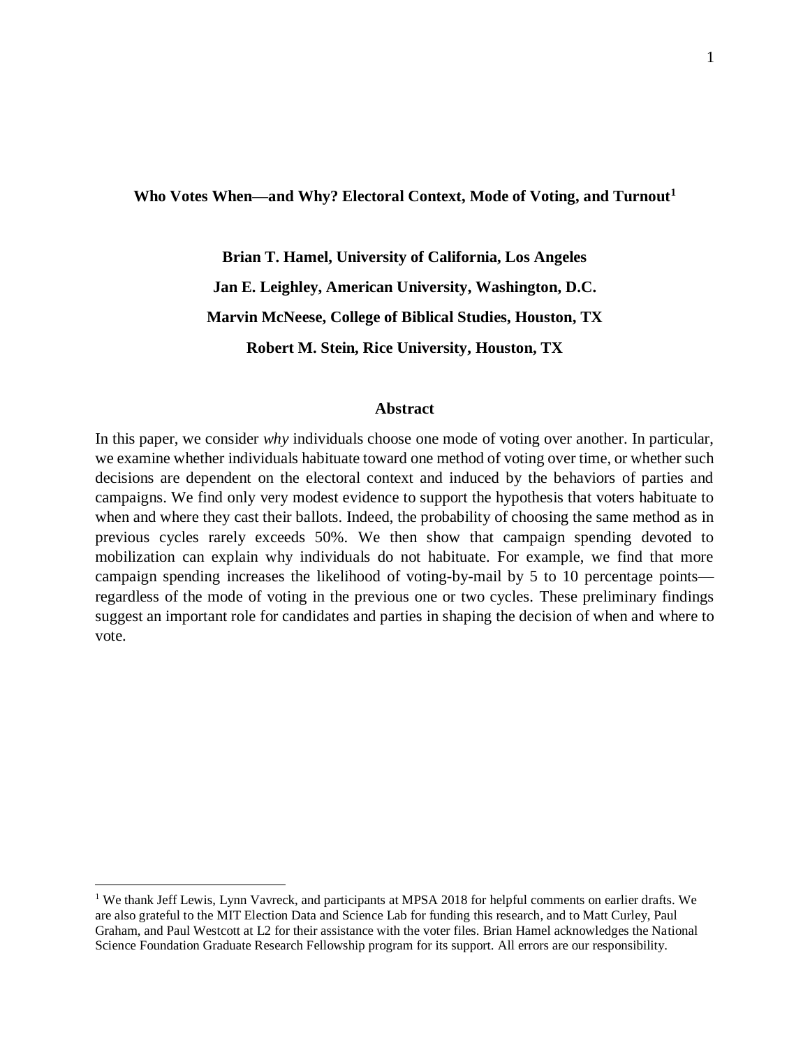# Who Votes When—and Why? Electoral Context, Mode of Voting, and Turnout[1]

**Brian T. Hamel, University of California, Los Angeles**

**Jan E. Leighley, American University, Washington, D.C.**

**Marvin McNeese, College of Biblical Studies, Houston, TX**

**Robert M. Stein, Rice University, Houston, TX**

## Abstract

In this paper, we consider *why* individuals choose one mode of voting over another. In particular, we examine whether individuals habituate toward one method of voting over time, or whether such decisions are dependent on the electoral context and induced by the behaviors of parties and campaigns. We find only very modest evidence to support the hypothesis that voters habituate to when and where they cast their ballots. Indeed, the probability of choosing the same method as in previous cycles rarely exceeds 50%. We then show that campaign spending devoted to mobilization can explain why individuals do not habituate. For example, we find that more campaign spending increases the likelihood of voting-by-mail by 5 to 10 percentage points—regardless of the mode of voting in the previous one or two cycles. These preliminary findings suggest an important role for candidates and parties in shaping the decision of when and where to vote.

---

[1] We thank Jeff Lewis, Lynn Vavreck, and participants at MPSA 2018 for helpful comments on earlier drafts. We are also grateful to the MIT Election Data and Science Lab for funding this research, and to Matt Curley, Paul Graham, and Paul Westcott at L2 for their assistance with the voter files. Brian Hamel acknowledges the National Science Foundation Graduate Research Fellowship program for its support. All errors are our responsibility.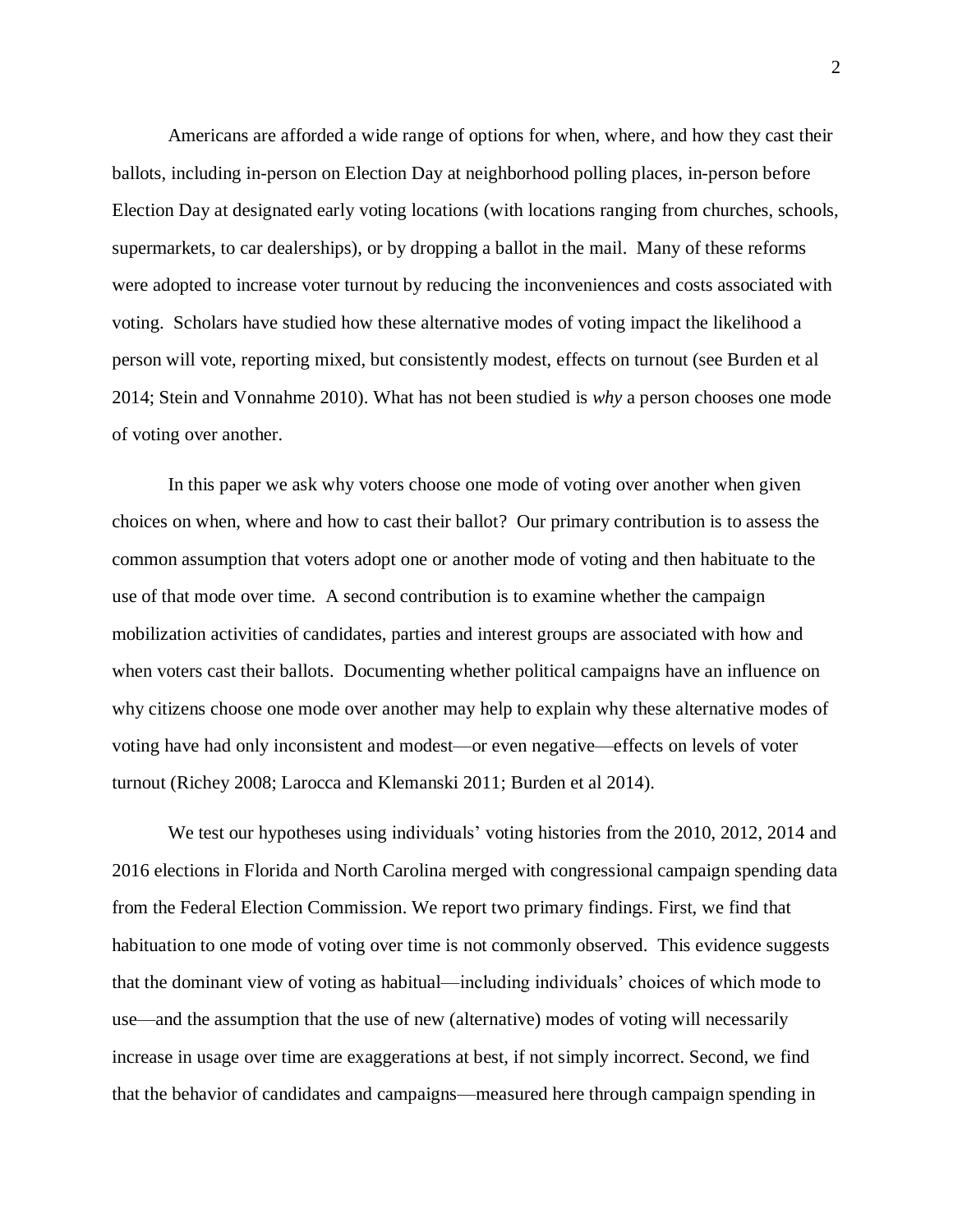Americans are afforded a wide range of options for when, where, and how they cast their ballots, including in-person on Election Day at neighborhood polling places, in-person before Election Day at designated early voting locations (with locations ranging from churches, schools, supermarkets, to car dealerships), or by dropping a ballot in the mail. Many of these reforms were adopted to increase voter turnout by reducing the inconveniences and costs associated with voting. Scholars have studied how these alternative modes of voting impact the likelihood a person will vote, reporting mixed, but consistently modest, effects on turnout (see Burden et al 2014; Stein and Vonnahme 2010). What has not been studied is *why* a person chooses one mode of voting over another.

In this paper we ask why voters choose one mode of voting over another when given choices on when, where and how to cast their ballot? Our primary contribution is to assess the common assumption that voters adopt one or another mode of voting and then habituate to the use of that mode over time. A second contribution is to examine whether the campaign mobilization activities of candidates, parties and interest groups are associated with how and when voters cast their ballots. Documenting whether political campaigns have an influence on why citizens choose one mode over another may help to explain why these alternative modes of voting have had only inconsistent and modest—or even negative—effects on levels of voter turnout (Richey 2008; Larocca and Klemanski 2011; Burden et al 2014).

We test our hypotheses using individuals' voting histories from the 2010, 2012, 2014 and 2016 elections in Florida and North Carolina merged with congressional campaign spending data from the Federal Election Commission. We report two primary findings. First, we find that habituation to one mode of voting over time is not commonly observed. This evidence suggests that the dominant view of voting as habitual—including individuals' choices of which mode to use—and the assumption that the use of new (alternative) modes of voting will necessarily increase in usage over time are exaggerations at best, if not simply incorrect. Second, we find that the behavior of candidates and campaigns—measured here through campaign spending in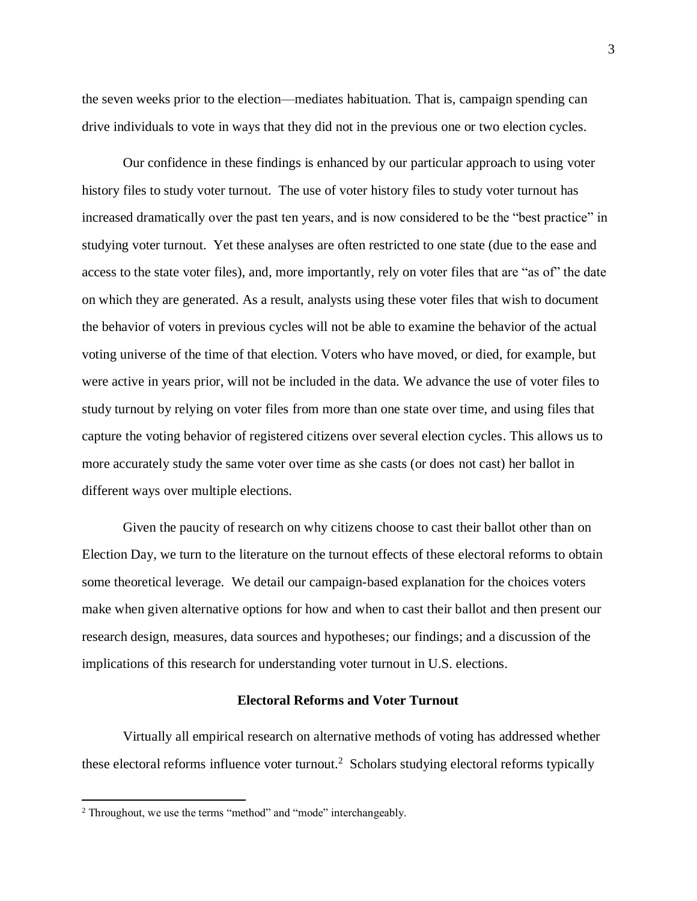the seven weeks prior to the election—mediates habituation. That is, campaign spending can drive individuals to vote in ways that they did not in the previous one or two election cycles.

Our confidence in these findings is enhanced by our particular approach to using voter history files to study voter turnout. The use of voter history files to study voter turnout has increased dramatically over the past ten years, and is now considered to be the "best practice" in studying voter turnout. Yet these analyses are often restricted to one state (due to the ease and access to the state voter files), and, more importantly, rely on voter files that are "as of" the date on which they are generated. As a result, analysts using these voter files that wish to document the behavior of voters in previous cycles will not be able to examine the behavior of the actual voting universe of the time of that election. Voters who have moved, or died, for example, but were active in years prior, will not be included in the data. We advance the use of voter files to study turnout by relying on voter files from more than one state over time, and using files that capture the voting behavior of registered citizens over several election cycles. This allows us to more accurately study the same voter over time as she casts (or does not cast) her ballot in different ways over multiple elections.

Given the paucity of research on why citizens choose to cast their ballot other than on Election Day, we turn to the literature on the turnout effects of these electoral reforms to obtain some theoretical leverage. We detail our campaign-based explanation for the choices voters make when given alternative options for how and when to cast their ballot and then present our research design, measures, data sources and hypotheses; our findings; and a discussion of the implications of this research for understanding voter turnout in U.S. elections.

## Electoral Reforms and Voter Turnout

Virtually all empirical research on alternative methods of voting has addressed whether these electoral reforms influence voter turnout.[2] Scholars studying electoral reforms typically

---

[2] Throughout, we use the terms "method" and "mode" interchangeably.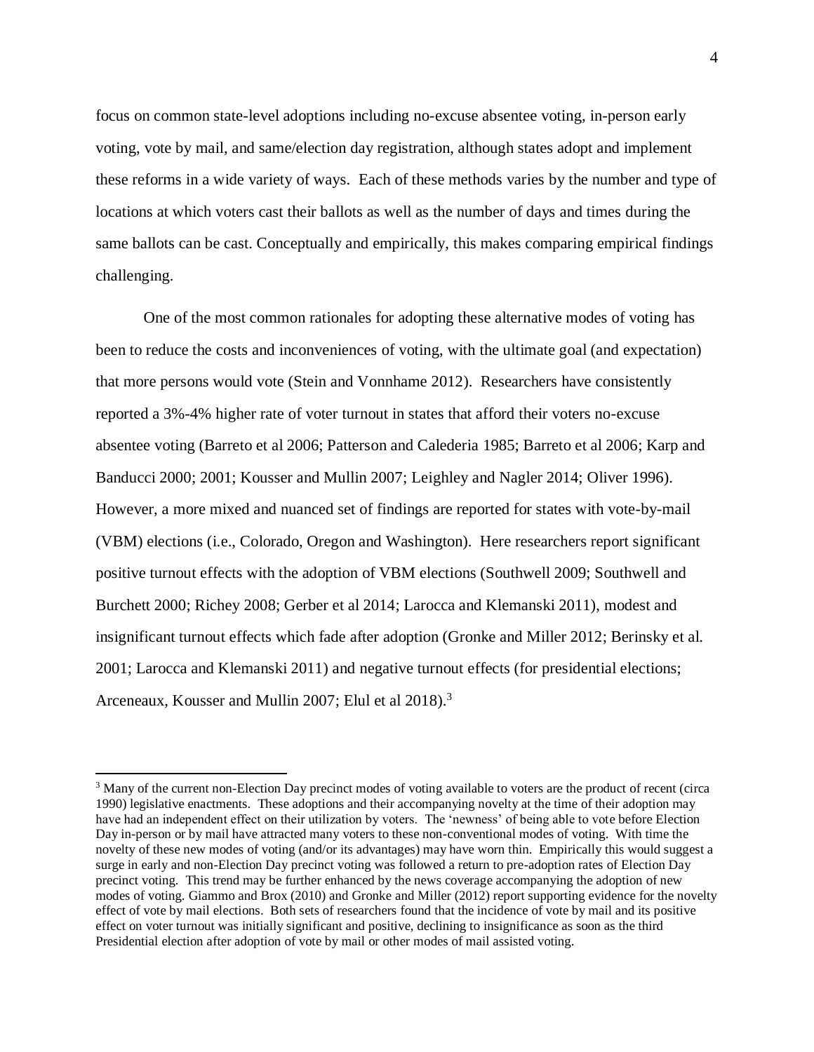focus on common state-level adoptions including no-excuse absentee voting, in-person early voting, vote by mail, and same/election day registration, although states adopt and implement these reforms in a wide variety of ways. Each of these methods varies by the number and type of locations at which voters cast their ballots as well as the number of days and times during the same ballots can be cast. Conceptually and empirically, this makes comparing empirical findings challenging.

One of the most common rationales for adopting these alternative modes of voting has been to reduce the costs and inconveniences of voting, with the ultimate goal (and expectation) that more persons would vote (Stein and Vonnhame 2012). Researchers have consistently reported a 3%-4% higher rate of voter turnout in states that afford their voters no-excuse absentee voting (Barreto et al 2006; Patterson and Calederia 1985; Barreto et al 2006; Karp and Banducci 2000; 2001; Kousser and Mullin 2007; Leighley and Nagler 2014; Oliver 1996). However, a more mixed and nuanced set of findings are reported for states with vote-by-mail (VBM) elections (i.e., Colorado, Oregon and Washington). Here researchers report significant positive turnout effects with the adoption of VBM elections (Southwell 2009; Southwell and Burchett 2000; Richey 2008; Gerber et al 2014; Larocca and Klemanski 2011), modest and insignificant turnout effects which fade after adoption (Gronke and Miller 2012; Berinsky et al. 2001; Larocca and Klemanski 2011) and negative turnout effects (for presidential elections; Arceneaux, Kousser and Mullin 2007; Elul et al 2018).[3]

[3] Many of the current non-Election Day precinct modes of voting available to voters are the product of recent (circa 1990) legislative enactments. These adoptions and their accompanying novelty at the time of their adoption may have had an independent effect on their utilization by voters. The 'newness' of being able to vote before Election Day in-person or by mail have attracted many voters to these non-conventional modes of voting. With time the novelty of these new modes of voting (and/or its advantages) may have worn thin. Empirically this would suggest a surge in early and non-Election Day precinct voting was followed a return to pre-adoption rates of Election Day precinct voting. This trend may be further enhanced by the news coverage accompanying the adoption of new modes of voting. Giammo and Brox (2010) and Gronke and Miller (2012) report supporting evidence for the novelty effect of vote by mail elections. Both sets of researchers found that the incidence of vote by mail and its positive effect on voter turnout was initially significant and positive, declining to insignificance as soon as the third Presidential election after adoption of vote by mail or other modes of mail assisted voting.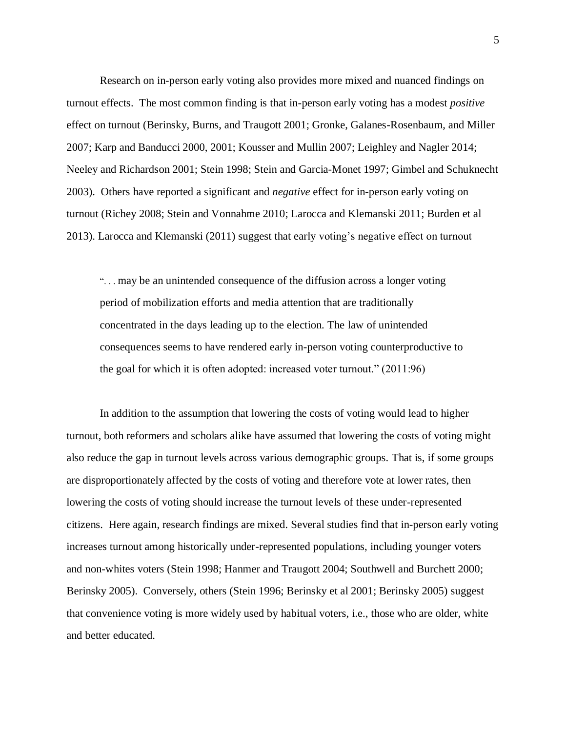Research on in-person early voting also provides more mixed and nuanced findings on turnout effects. The most common finding is that in-person early voting has a modest *positive* effect on turnout (Berinsky, Burns, and Traugott 2001; Gronke, Galanes-Rosenbaum, and Miller 2007; Karp and Banducci 2000, 2001; Kousser and Mullin 2007; Leighley and Nagler 2014; Neeley and Richardson 2001; Stein 1998; Stein and Garcia-Monet 1997; Gimbel and Schuknecht 2003). Others have reported a significant and *negative* effect for in-person early voting on turnout (Richey 2008; Stein and Vonnahme 2010; Larocca and Klemanski 2011; Burden et al 2013). Larocca and Klemanski (2011) suggest that early voting's negative effect on turnout

> ". . . may be an unintended consequence of the diffusion across a longer voting period of mobilization efforts and media attention that are traditionally concentrated in the days leading up to the election. The law of unintended consequences seems to have rendered early in-person voting counterproductive to the goal for which it is often adopted: increased voter turnout." (2011:96)

In addition to the assumption that lowering the costs of voting would lead to higher turnout, both reformers and scholars alike have assumed that lowering the costs of voting might also reduce the gap in turnout levels across various demographic groups. That is, if some groups are disproportionately affected by the costs of voting and therefore vote at lower rates, then lowering the costs of voting should increase the turnout levels of these under-represented citizens. Here again, research findings are mixed. Several studies find that in-person early voting increases turnout among historically under-represented populations, including younger voters and non-whites voters (Stein 1998; Hanmer and Traugott 2004; Southwell and Burchett 2000; Berinsky 2005). Conversely, others (Stein 1996; Berinsky et al 2001; Berinsky 2005) suggest that convenience voting is more widely used by habitual voters, i.e., those who are older, white and better educated.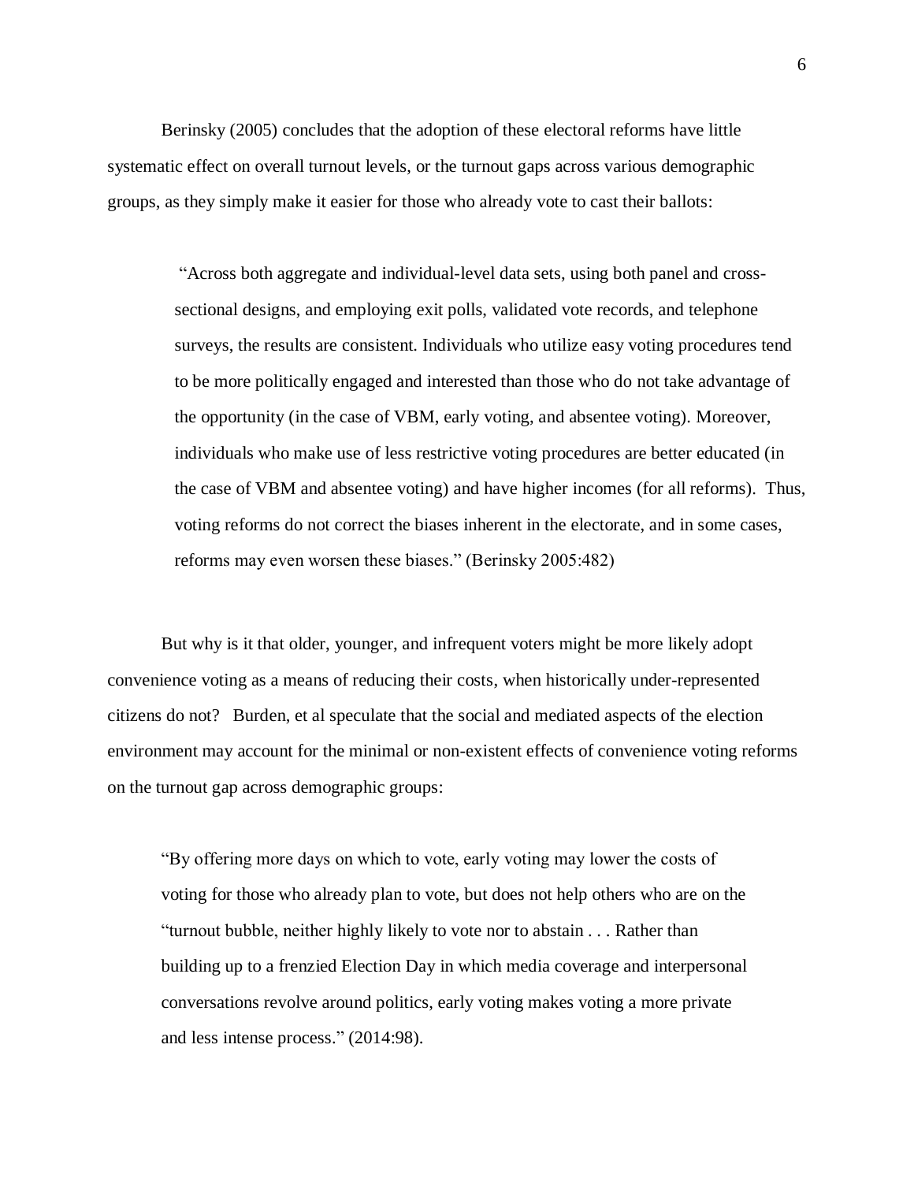Berinsky (2005) concludes that the adoption of these electoral reforms have little systematic effect on overall turnout levels, or the turnout gaps across various demographic groups, as they simply make it easier for those who already vote to cast their ballots:

> "Across both aggregate and individual-level data sets, using both panel and cross-sectional designs, and employing exit polls, validated vote records, and telephone surveys, the results are consistent. Individuals who utilize easy voting procedures tend to be more politically engaged and interested than those who do not take advantage of the opportunity (in the case of VBM, early voting, and absentee voting). Moreover, individuals who make use of less restrictive voting procedures are better educated (in the case of VBM and absentee voting) and have higher incomes (for all reforms). Thus, voting reforms do not correct the biases inherent in the electorate, and in some cases, reforms may even worsen these biases." (Berinsky 2005:482)

But why is it that older, younger, and infrequent voters might be more likely adopt convenience voting as a means of reducing their costs, when historically under-represented citizens do not? Burden, et al speculate that the social and mediated aspects of the election environment may account for the minimal or non-existent effects of convenience voting reforms on the turnout gap across demographic groups:

> "By offering more days on which to vote, early voting may lower the costs of voting for those who already plan to vote, but does not help others who are on the "turnout bubble, neither highly likely to vote nor to abstain . . . Rather than building up to a frenzied Election Day in which media coverage and interpersonal conversations revolve around politics, early voting makes voting a more private and less intense process." (2014:98).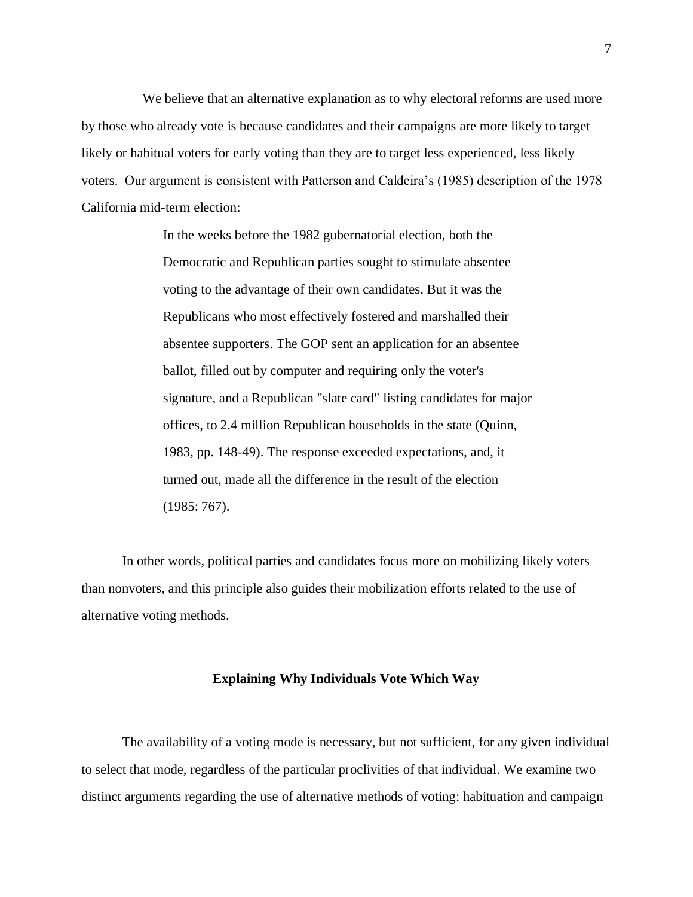We believe that an alternative explanation as to why electoral reforms are used more by those who already vote is because candidates and their campaigns are more likely to target likely or habitual voters for early voting than they are to target less experienced, less likely voters. Our argument is consistent with Patterson and Caldeira's (1985) description of the 1978 California mid-term election:

> In the weeks before the 1982 gubernatorial election, both the Democratic and Republican parties sought to stimulate absentee voting to the advantage of their own candidates. But it was the Republicans who most effectively fostered and marshalled their absentee supporters. The GOP sent an application for an absentee ballot, filled out by computer and requiring only the voter's signature, and a Republican "slate card" listing candidates for major offices, to 2.4 million Republican households in the state (Quinn, 1983, pp. 148-49). The response exceeded expectations, and, it turned out, made all the difference in the result of the election (1985: 767).

In other words, political parties and candidates focus more on mobilizing likely voters than nonvoters, and this principle also guides their mobilization efforts related to the use of alternative voting methods.

## Explaining Why Individuals Vote Which Way

The availability of a voting mode is necessary, but not sufficient, for any given individual to select that mode, regardless of the particular proclivities of that individual. We examine two distinct arguments regarding the use of alternative methods of voting: habituation and campaign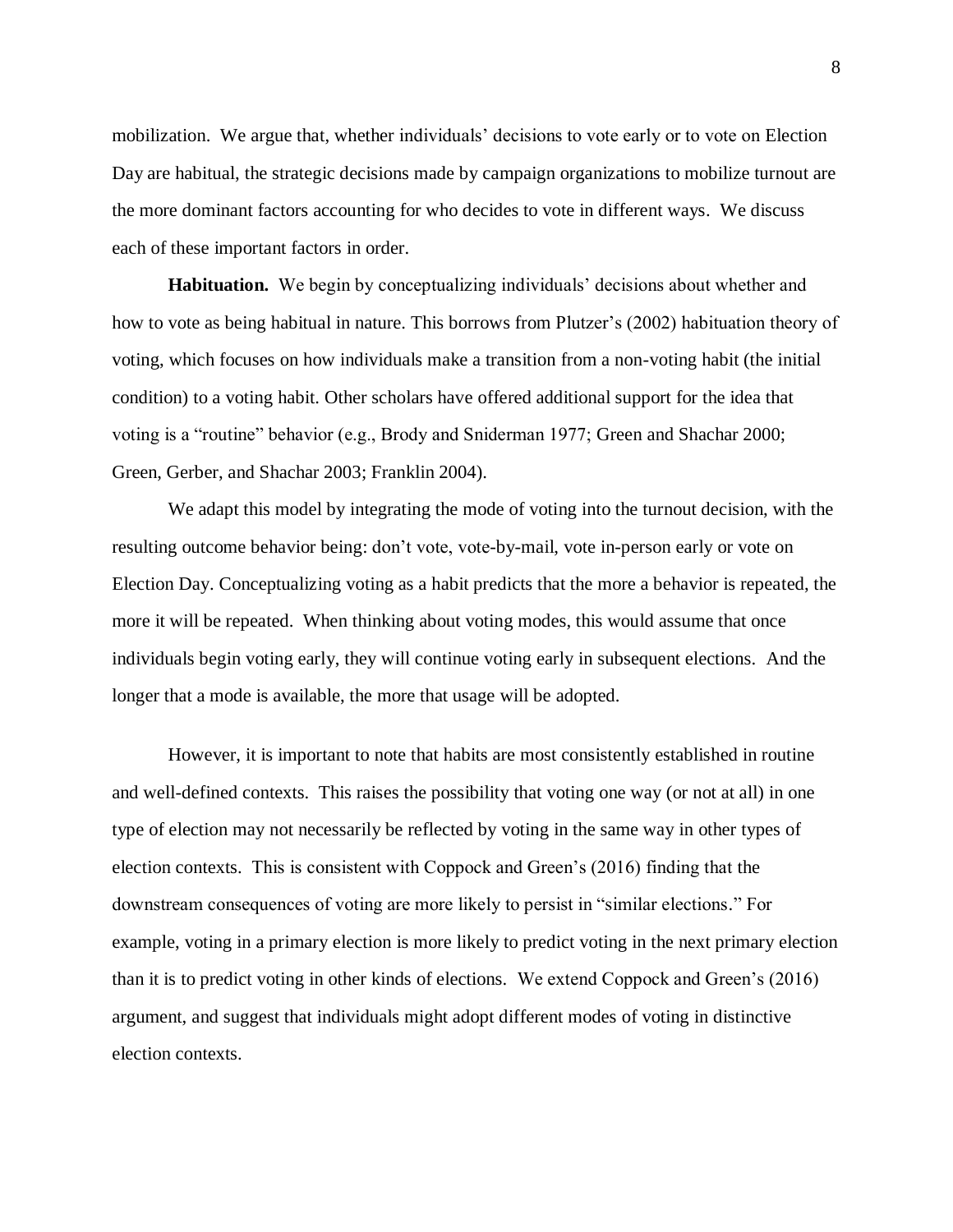mobilization. We argue that, whether individuals' decisions to vote early or to vote on Election Day are habitual, the strategic decisions made by campaign organizations to mobilize turnout are the more dominant factors accounting for who decides to vote in different ways. We discuss each of these important factors in order.

**Habituation.** We begin by conceptualizing individuals' decisions about whether and how to vote as being habitual in nature. This borrows from Plutzer's (2002) habituation theory of voting, which focuses on how individuals make a transition from a non-voting habit (the initial condition) to a voting habit. Other scholars have offered additional support for the idea that voting is a "routine" behavior (e.g., Brody and Sniderman 1977; Green and Shachar 2000; Green, Gerber, and Shachar 2003; Franklin 2004).

We adapt this model by integrating the mode of voting into the turnout decision, with the resulting outcome behavior being: don't vote, vote-by-mail, vote in-person early or vote on Election Day. Conceptualizing voting as a habit predicts that the more a behavior is repeated, the more it will be repeated. When thinking about voting modes, this would assume that once individuals begin voting early, they will continue voting early in subsequent elections. And the longer that a mode is available, the more that usage will be adopted.

However, it is important to note that habits are most consistently established in routine and well-defined contexts. This raises the possibility that voting one way (or not at all) in one type of election may not necessarily be reflected by voting in the same way in other types of election contexts. This is consistent with Coppock and Green's (2016) finding that the downstream consequences of voting are more likely to persist in "similar elections." For example, voting in a primary election is more likely to predict voting in the next primary election than it is to predict voting in other kinds of elections. We extend Coppock and Green's (2016) argument, and suggest that individuals might adopt different modes of voting in distinctive election contexts.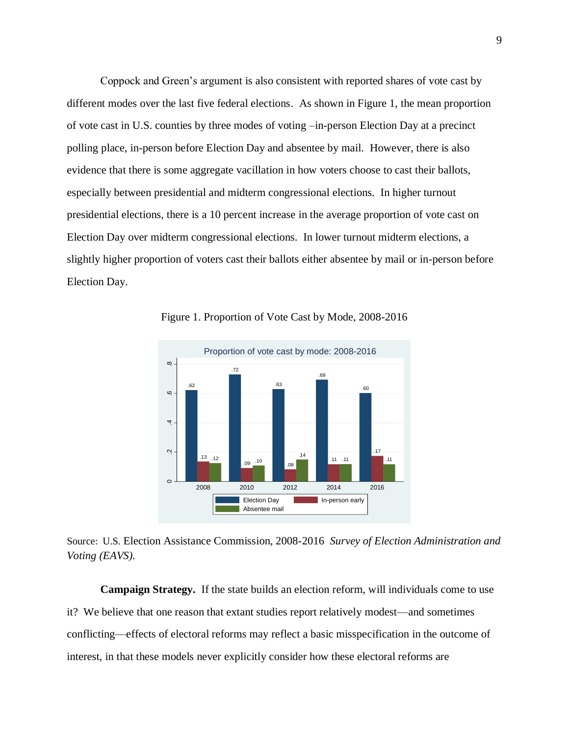Coppock and Green's argument is also consistent with reported shares of vote cast by different modes over the last five federal elections. As shown in Figure 1, the mean proportion of vote cast in U.S. counties by three modes of voting –in-person Election Day at a precinct polling place, in-person before Election Day and absentee by mail. However, there is also evidence that there is some aggregate vacillation in how voters choose to cast their ballots, especially between presidential and midterm congressional elections. In higher turnout presidential elections, there is a 10 percent increase in the average proportion of vote cast on Election Day over midterm congressional elections. In lower turnout midterm elections, a slightly higher proportion of voters cast their ballots either absentee by mail or in-person before Election Day.

Figure 1. Proportion of Vote Cast by Mode, 2008-2016

Source: U.S. Election Assistance Commission, 2008-2016 *Survey of Election Administration and Voting (EAVS).*

**Campaign Strategy.** If the state builds an election reform, will individuals come to use it? We believe that one reason that extant studies report relatively modest—and sometimes conflicting—effects of electoral reforms may reflect a basic misspecification in the outcome of interest, in that these models never explicitly consider how these electoral reforms are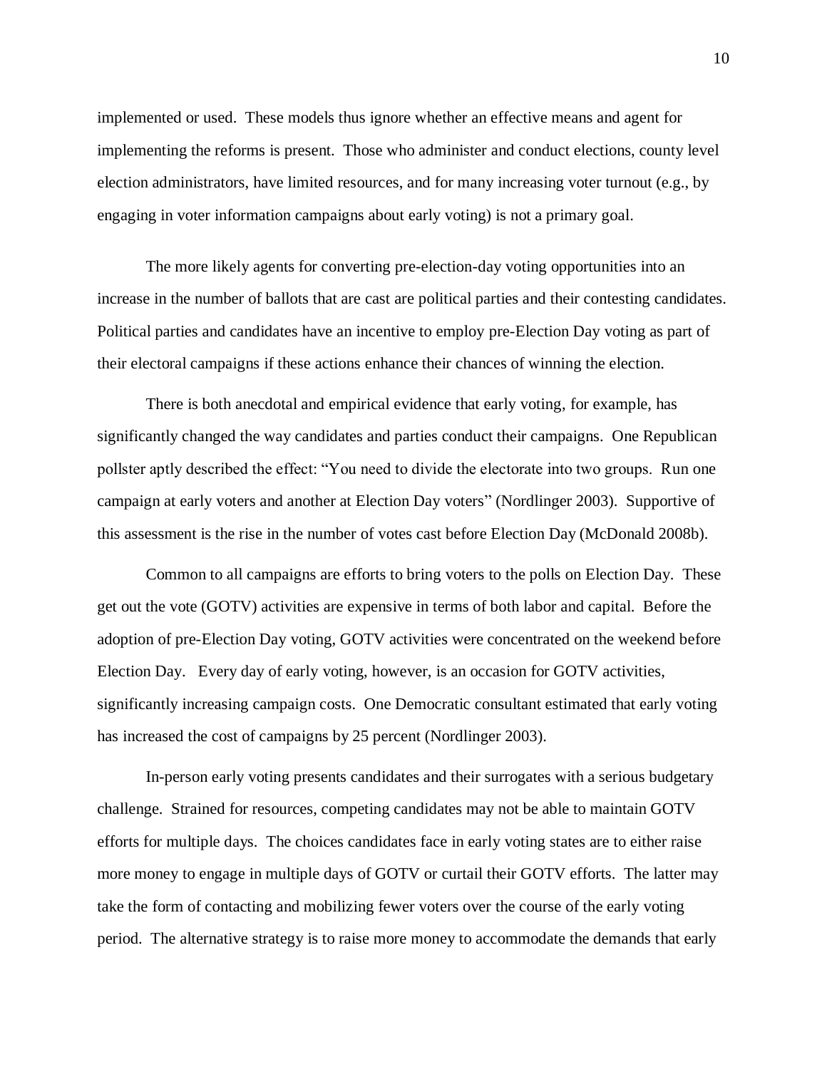implemented or used. These models thus ignore whether an effective means and agent for implementing the reforms is present. Those who administer and conduct elections, county level election administrators, have limited resources, and for many increasing voter turnout (e.g., by engaging in voter information campaigns about early voting) is not a primary goal.

The more likely agents for converting pre-election-day voting opportunities into an increase in the number of ballots that are cast are political parties and their contesting candidates. Political parties and candidates have an incentive to employ pre-Election Day voting as part of their electoral campaigns if these actions enhance their chances of winning the election.

There is both anecdotal and empirical evidence that early voting, for example, has significantly changed the way candidates and parties conduct their campaigns. One Republican pollster aptly described the effect: "You need to divide the electorate into two groups. Run one campaign at early voters and another at Election Day voters" (Nordlinger 2003). Supportive of this assessment is the rise in the number of votes cast before Election Day (McDonald 2008b).

Common to all campaigns are efforts to bring voters to the polls on Election Day. These get out the vote (GOTV) activities are expensive in terms of both labor and capital. Before the adoption of pre-Election Day voting, GOTV activities were concentrated on the weekend before Election Day. Every day of early voting, however, is an occasion for GOTV activities, significantly increasing campaign costs. One Democratic consultant estimated that early voting has increased the cost of campaigns by 25 percent (Nordlinger 2003).

In-person early voting presents candidates and their surrogates with a serious budgetary challenge. Strained for resources, competing candidates may not be able to maintain GOTV efforts for multiple days. The choices candidates face in early voting states are to either raise more money to engage in multiple days of GOTV or curtail their GOTV efforts. The latter may take the form of contacting and mobilizing fewer voters over the course of the early voting period. The alternative strategy is to raise more money to accommodate the demands that early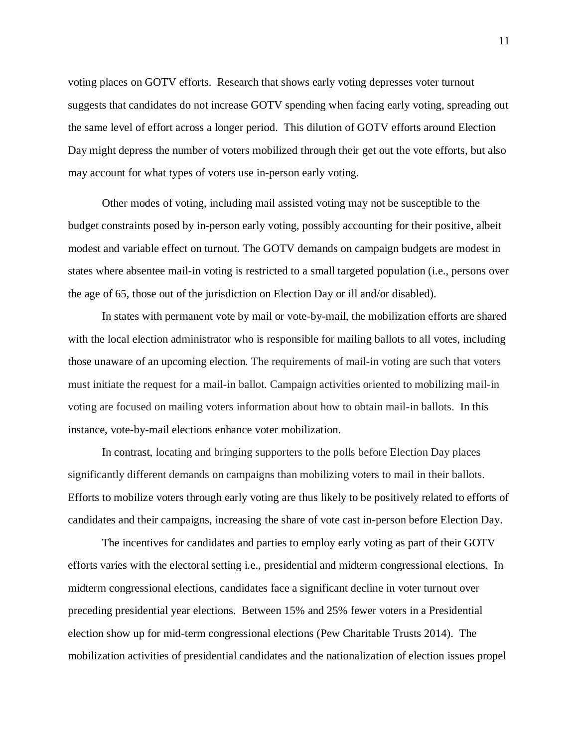voting places on GOTV efforts. Research that shows early voting depresses voter turnout suggests that candidates do not increase GOTV spending when facing early voting, spreading out the same level of effort across a longer period. This dilution of GOTV efforts around Election Day might depress the number of voters mobilized through their get out the vote efforts, but also may account for what types of voters use in-person early voting.

Other modes of voting, including mail assisted voting may not be susceptible to the budget constraints posed by in-person early voting, possibly accounting for their positive, albeit modest and variable effect on turnout. The GOTV demands on campaign budgets are modest in states where absentee mail-in voting is restricted to a small targeted population (i.e., persons over the age of 65, those out of the jurisdiction on Election Day or ill and/or disabled).

In states with permanent vote by mail or vote-by-mail, the mobilization efforts are shared with the local election administrator who is responsible for mailing ballots to all votes, including those unaware of an upcoming election. The requirements of mail-in voting are such that voters must initiate the request for a mail-in ballot. Campaign activities oriented to mobilizing mail-in voting are focused on mailing voters information about how to obtain mail-in ballots. In this instance, vote-by-mail elections enhance voter mobilization.

In contrast, locating and bringing supporters to the polls before Election Day places significantly different demands on campaigns than mobilizing voters to mail in their ballots. Efforts to mobilize voters through early voting are thus likely to be positively related to efforts of candidates and their campaigns, increasing the share of vote cast in-person before Election Day.

The incentives for candidates and parties to employ early voting as part of their GOTV efforts varies with the electoral setting i.e., presidential and midterm congressional elections. In midterm congressional elections, candidates face a significant decline in voter turnout over preceding presidential year elections. Between 15% and 25% fewer voters in a Presidential election show up for mid-term congressional elections (Pew Charitable Trusts 2014). The mobilization activities of presidential candidates and the nationalization of election issues propel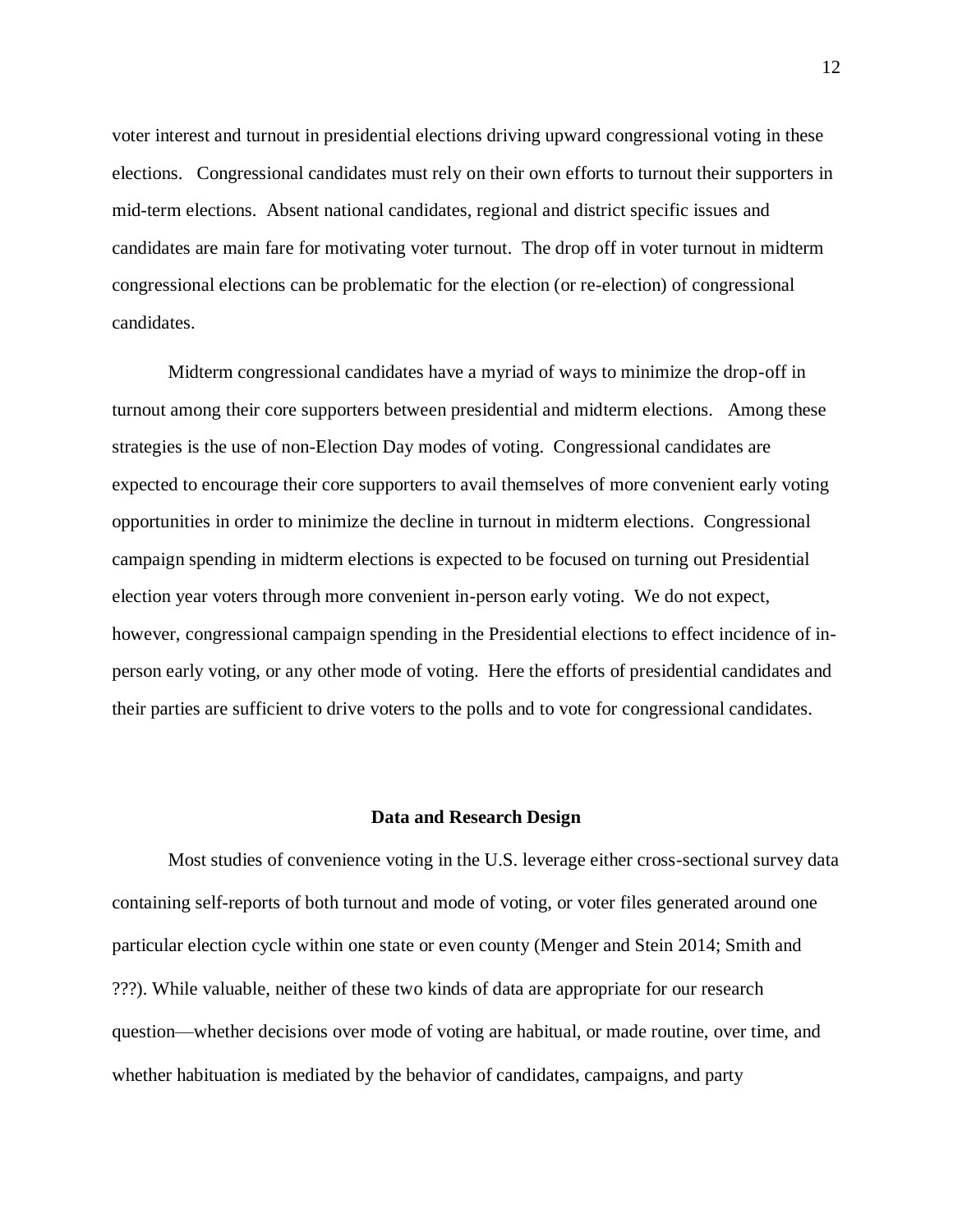voter interest and turnout in presidential elections driving upward congressional voting in these elections. Congressional candidates must rely on their own efforts to turnout their supporters in mid-term elections. Absent national candidates, regional and district specific issues and candidates are main fare for motivating voter turnout. The drop off in voter turnout in midterm congressional elections can be problematic for the election (or re-election) of congressional candidates.

Midterm congressional candidates have a myriad of ways to minimize the drop-off in turnout among their core supporters between presidential and midterm elections. Among these strategies is the use of non-Election Day modes of voting. Congressional candidates are expected to encourage their core supporters to avail themselves of more convenient early voting opportunities in order to minimize the decline in turnout in midterm elections. Congressional campaign spending in midterm elections is expected to be focused on turning out Presidential election year voters through more convenient in-person early voting. We do not expect, however, congressional campaign spending in the Presidential elections to effect incidence of in-person early voting, or any other mode of voting. Here the efforts of presidential candidates and their parties are sufficient to drive voters to the polls and to vote for congressional candidates.

## Data and Research Design

Most studies of convenience voting in the U.S. leverage either cross-sectional survey data containing self-reports of both turnout and mode of voting, or voter files generated around one particular election cycle within one state or even county (Menger and Stein 2014; Smith and ???). While valuable, neither of these two kinds of data are appropriate for our research question—whether decisions over mode of voting are habitual, or made routine, over time, and whether habituation is mediated by the behavior of candidates, campaigns, and party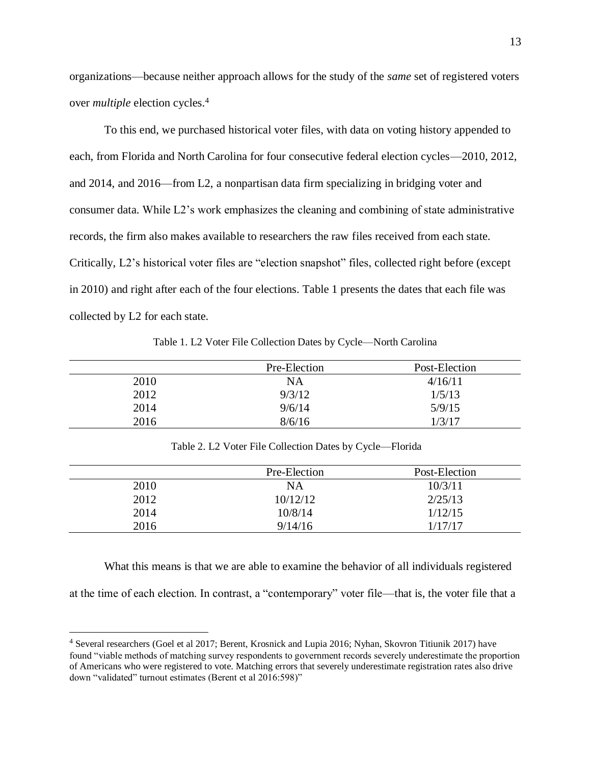organizations—because neither approach allows for the study of the *same* set of registered voters over *multiple* election cycles.[4]

To this end, we purchased historical voter files, with data on voting history appended to each, from Florida and North Carolina for four consecutive federal election cycles—2010, 2012, and 2014, and 2016—from L2, a nonpartisan data firm specializing in bridging voter and consumer data. While L2's work emphasizes the cleaning and combining of state administrative records, the firm also makes available to researchers the raw files received from each state. Critically, L2's historical voter files are "election snapshot" files, collected right before (except in 2010) and right after each of the four elections. Table 1 presents the dates that each file was collected by L2 for each state.

Table 1. L2 Voter File Collection Dates by Cycle—North Carolina

| | Pre-Election | Post-Election |
|---|---|---|
| 2010 | NA | 4/16/11 |
| 2012 | 9/3/12 | 1/5/13 |
| 2014 | 9/6/14 | 5/9/15 |
| 2016 | 8/6/16 | 1/3/17 |

Table 2. L2 Voter File Collection Dates by Cycle—Florida

| | Pre-Election | Post-Election |
|---|---|---|
| 2010 | NA | 10/3/11 |
| 2012 | 10/12/12 | 2/25/13 |
| 2014 | 10/8/14 | 1/12/15 |
| 2016 | 9/14/16 | 1/17/17 |

What this means is that we are able to examine the behavior of all individuals registered at the time of each election. In contrast, a "contemporary" voter file—that is, the voter file that a

[4] Several researchers (Goel et al 2017; Berent, Krosnick and Lupia 2016; Nyhan, Skovron Titiunik 2017) have found "viable methods of matching survey respondents to government records severely underestimate the proportion of Americans who were registered to vote. Matching errors that severely underestimate registration rates also drive down "validated" turnout estimates (Berent et al 2016:598)"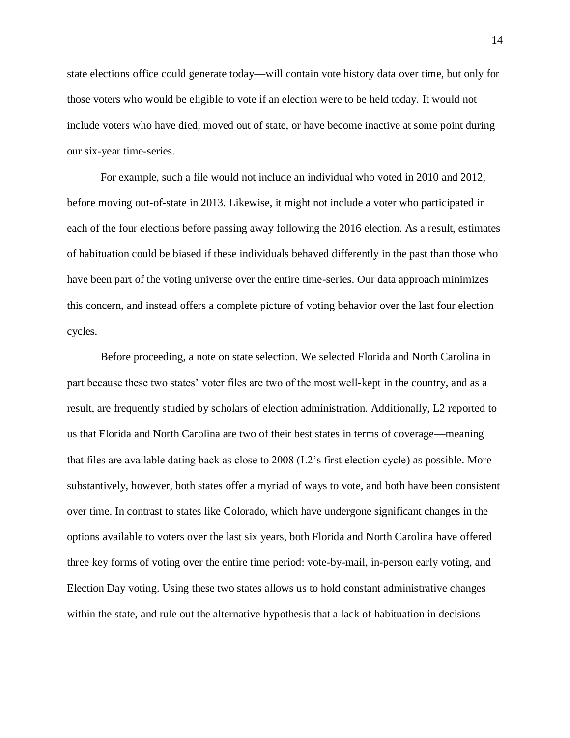state elections office could generate today—will contain vote history data over time, but only for those voters who would be eligible to vote if an election were to be held today. It would not include voters who have died, moved out of state, or have become inactive at some point during our six-year time-series.

For example, such a file would not include an individual who voted in 2010 and 2012, before moving out-of-state in 2013. Likewise, it might not include a voter who participated in each of the four elections before passing away following the 2016 election. As a result, estimates of habituation could be biased if these individuals behaved differently in the past than those who have been part of the voting universe over the entire time-series. Our data approach minimizes this concern, and instead offers a complete picture of voting behavior over the last four election cycles.

Before proceeding, a note on state selection. We selected Florida and North Carolina in part because these two states' voter files are two of the most well-kept in the country, and as a result, are frequently studied by scholars of election administration. Additionally, L2 reported to us that Florida and North Carolina are two of their best states in terms of coverage—meaning that files are available dating back as close to 2008 (L2's first election cycle) as possible. More substantively, however, both states offer a myriad of ways to vote, and both have been consistent over time. In contrast to states like Colorado, which have undergone significant changes in the options available to voters over the last six years, both Florida and North Carolina have offered three key forms of voting over the entire time period: vote-by-mail, in-person early voting, and Election Day voting. Using these two states allows us to hold constant administrative changes within the state, and rule out the alternative hypothesis that a lack of habituation in decisions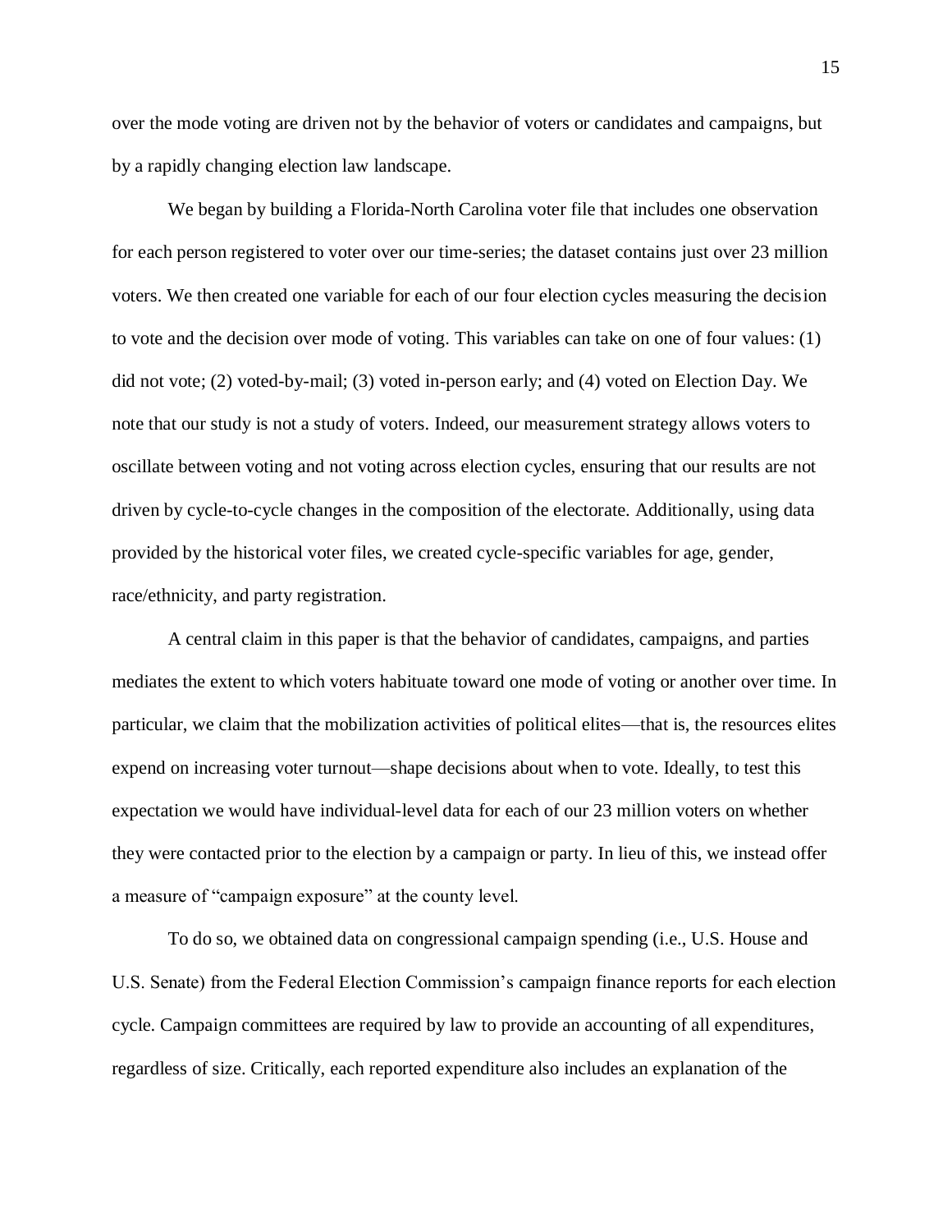over the mode voting are driven not by the behavior of voters or candidates and campaigns, but by a rapidly changing election law landscape.

We began by building a Florida-North Carolina voter file that includes one observation for each person registered to voter over our time-series; the dataset contains just over 23 million voters. We then created one variable for each of our four election cycles measuring the decision to vote and the decision over mode of voting. This variables can take on one of four values: (1) did not vote; (2) voted-by-mail; (3) voted in-person early; and (4) voted on Election Day. We note that our study is not a study of voters. Indeed, our measurement strategy allows voters to oscillate between voting and not voting across election cycles, ensuring that our results are not driven by cycle-to-cycle changes in the composition of the electorate. Additionally, using data provided by the historical voter files, we created cycle-specific variables for age, gender, race/ethnicity, and party registration.

A central claim in this paper is that the behavior of candidates, campaigns, and parties mediates the extent to which voters habituate toward one mode of voting or another over time. In particular, we claim that the mobilization activities of political elites—that is, the resources elites expend on increasing voter turnout—shape decisions about when to vote. Ideally, to test this expectation we would have individual-level data for each of our 23 million voters on whether they were contacted prior to the election by a campaign or party. In lieu of this, we instead offer a measure of "campaign exposure" at the county level.

To do so, we obtained data on congressional campaign spending (i.e., U.S. House and U.S. Senate) from the Federal Election Commission's campaign finance reports for each election cycle. Campaign committees are required by law to provide an accounting of all expenditures, regardless of size. Critically, each reported expenditure also includes an explanation of the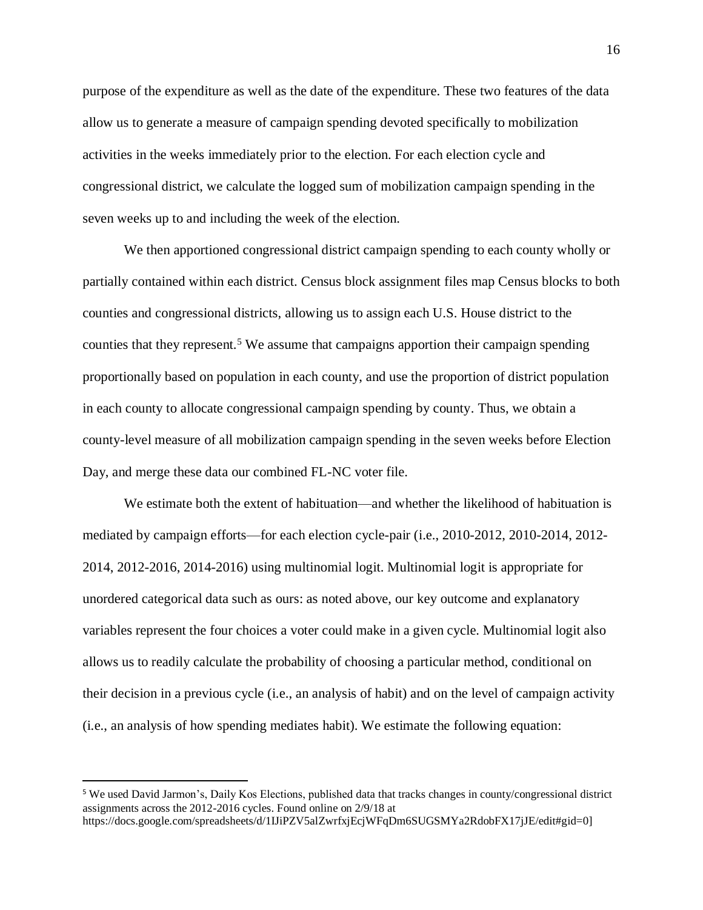purpose of the expenditure as well as the date of the expenditure. These two features of the data allow us to generate a measure of campaign spending devoted specifically to mobilization activities in the weeks immediately prior to the election. For each election cycle and congressional district, we calculate the logged sum of mobilization campaign spending in the seven weeks up to and including the week of the election.

We then apportioned congressional district campaign spending to each county wholly or partially contained within each district. Census block assignment files map Census blocks to both counties and congressional districts, allowing us to assign each U.S. House district to the counties that they represent.[5] We assume that campaigns apportion their campaign spending proportionally based on population in each county, and use the proportion of district population in each county to allocate congressional campaign spending by county. Thus, we obtain a county-level measure of all mobilization campaign spending in the seven weeks before Election Day, and merge these data our combined FL-NC voter file.

We estimate both the extent of habituation—and whether the likelihood of habituation is mediated by campaign efforts—for each election cycle-pair (i.e., 2010-2012, 2010-2014, 2012-2014, 2012-2016, 2014-2016) using multinomial logit. Multinomial logit is appropriate for unordered categorical data such as ours: as noted above, our key outcome and explanatory variables represent the four choices a voter could make in a given cycle. Multinomial logit also allows us to readily calculate the probability of choosing a particular method, conditional on their decision in a previous cycle (i.e., an analysis of habit) and on the level of campaign activity (i.e., an analysis of how spending mediates habit). We estimate the following equation:

---

[5] We used David Jarmon's, Daily Kos Elections, published data that tracks changes in county/congressional district assignments across the 2012-2016 cycles. Found online on 2/9/18 at https://docs.google.com/spreadsheets/d/1IJiPZV5alZwrfxjEcjWFqDm6SUGSMYa2RdobFX17jJE/edit#gid=0]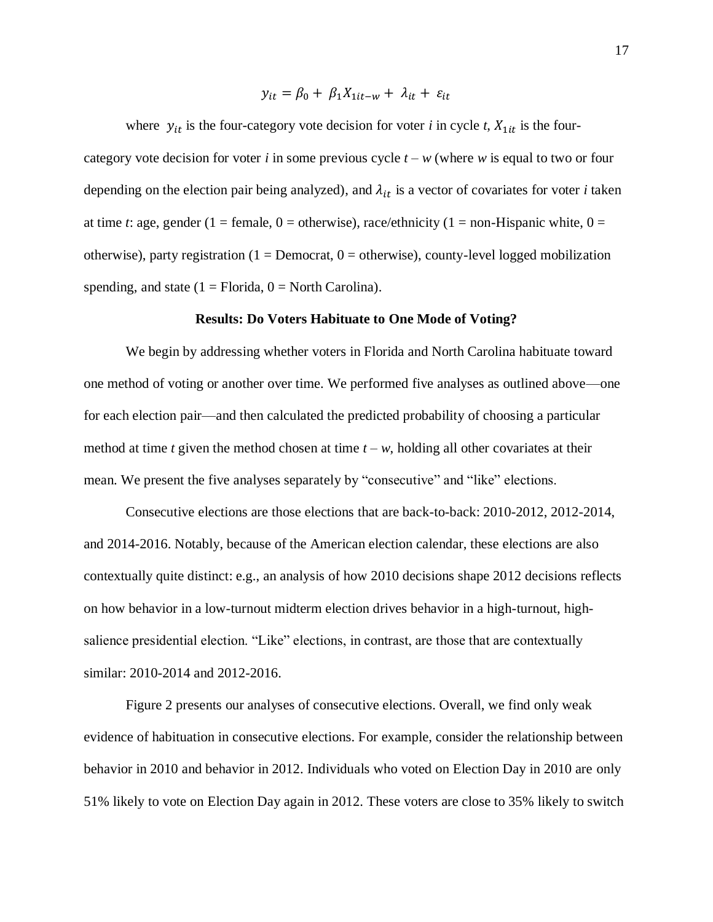$$y_{it} = \beta_0 + \beta_1 X_{1it-w} + \lambda_{it} + \varepsilon_{it}$$

where $y_{it}$ is the four-category vote decision for voter *i* in cycle *t*, $X_{1it}$ is the four-category vote decision for voter *i* in some previous cycle *t* – *w* (where *w* is equal to two or four depending on the election pair being analyzed), and $\lambda_{it}$ is a vector of covariates for voter *i* taken at time *t*: age, gender (1 = female, 0 = otherwise), race/ethnicity (1 = non-Hispanic white, 0 = otherwise), party registration (1 = Democrat, 0 = otherwise), county-level logged mobilization spending, and state (1 = Florida, 0 = North Carolina).

**Results: Do Voters Habituate to One Mode of Voting?**

We begin by addressing whether voters in Florida and North Carolina habituate toward one method of voting or another over time. We performed five analyses as outlined above—one for each election pair—and then calculated the predicted probability of choosing a particular method at time *t* given the method chosen at time *t* – *w*, holding all other covariates at their mean. We present the five analyses separately by "consecutive" and "like" elections.

Consecutive elections are those elections that are back-to-back: 2010-2012, 2012-2014, and 2014-2016. Notably, because of the American election calendar, these elections are also contextually quite distinct: e.g., an analysis of how 2010 decisions shape 2012 decisions reflects on how behavior in a low-turnout midterm election drives behavior in a high-turnout, high-salience presidential election. "Like" elections, in contrast, are those that are contextually similar: 2010-2014 and 2012-2016.

Figure 2 presents our analyses of consecutive elections. Overall, we find only weak evidence of habituation in consecutive elections. For example, consider the relationship between behavior in 2010 and behavior in 2012. Individuals who voted on Election Day in 2010 are only 51% likely to vote on Election Day again in 2012. These voters are close to 35% likely to switch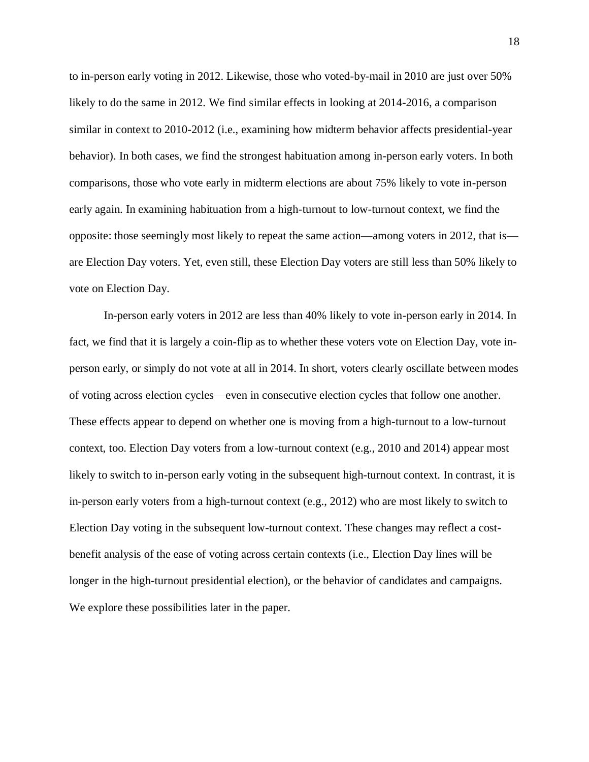to in-person early voting in 2012. Likewise, those who voted-by-mail in 2010 are just over 50% likely to do the same in 2012. We find similar effects in looking at 2014-2016, a comparison similar in context to 2010-2012 (i.e., examining how midterm behavior affects presidential-year behavior). In both cases, we find the strongest habituation among in-person early voters. In both comparisons, those who vote early in midterm elections are about 75% likely to vote in-person early again. In examining habituation from a high-turnout to low-turnout context, we find the opposite: those seemingly most likely to repeat the same action—among voters in 2012, that is—are Election Day voters. Yet, even still, these Election Day voters are still less than 50% likely to vote on Election Day.

In-person early voters in 2012 are less than 40% likely to vote in-person early in 2014. In fact, we find that it is largely a coin-flip as to whether these voters vote on Election Day, vote in-person early, or simply do not vote at all in 2014. In short, voters clearly oscillate between modes of voting across election cycles—even in consecutive election cycles that follow one another. These effects appear to depend on whether one is moving from a high-turnout to a low-turnout context, too. Election Day voters from a low-turnout context (e.g., 2010 and 2014) appear most likely to switch to in-person early voting in the subsequent high-turnout context. In contrast, it is in-person early voters from a high-turnout context (e.g., 2012) who are most likely to switch to Election Day voting in the subsequent low-turnout context. These changes may reflect a cost-benefit analysis of the ease of voting across certain contexts (i.e., Election Day lines will be longer in the high-turnout presidential election), or the behavior of candidates and campaigns. We explore these possibilities later in the paper.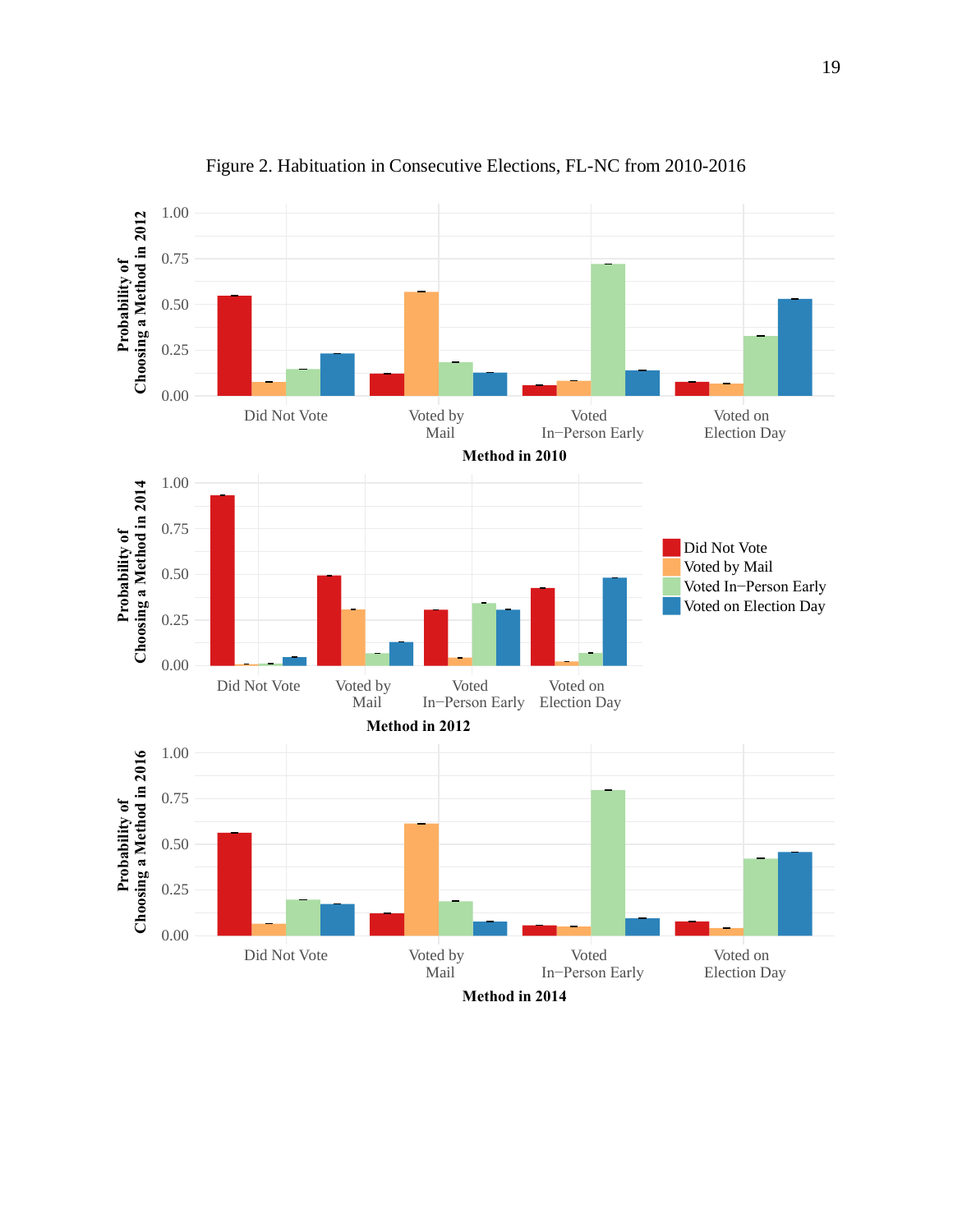Figure 2. Habituation in Consecutive Elections, FL-NC from 2010-2016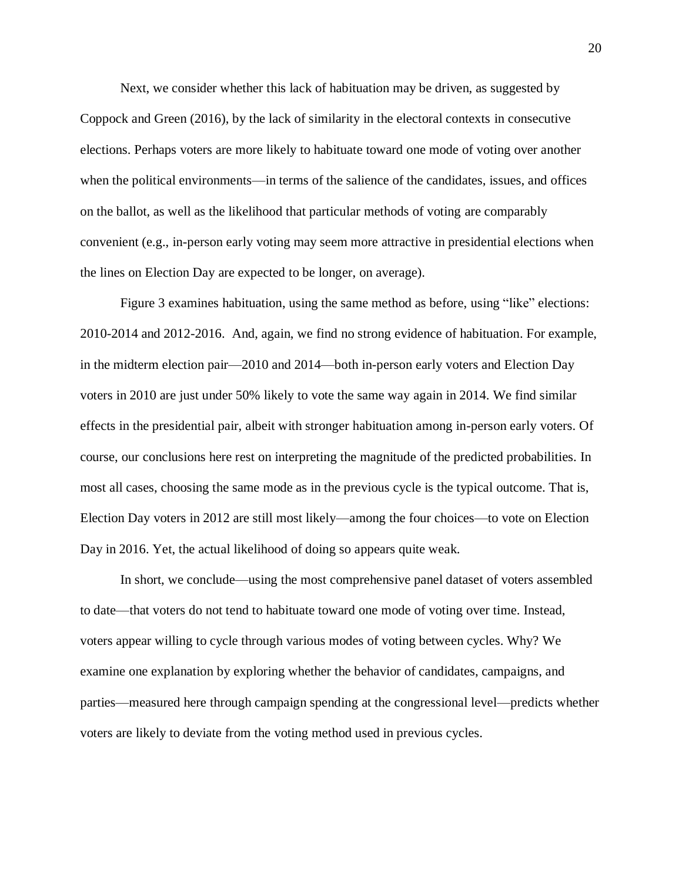Next, we consider whether this lack of habituation may be driven, as suggested by Coppock and Green (2016), by the lack of similarity in the electoral contexts in consecutive elections. Perhaps voters are more likely to habituate toward one mode of voting over another when the political environments—in terms of the salience of the candidates, issues, and offices on the ballot, as well as the likelihood that particular methods of voting are comparably convenient (e.g., in-person early voting may seem more attractive in presidential elections when the lines on Election Day are expected to be longer, on average).

Figure 3 examines habituation, using the same method as before, using "like" elections: 2010-2014 and 2012-2016. And, again, we find no strong evidence of habituation. For example, in the midterm election pair—2010 and 2014—both in-person early voters and Election Day voters in 2010 are just under 50% likely to vote the same way again in 2014. We find similar effects in the presidential pair, albeit with stronger habituation among in-person early voters. Of course, our conclusions here rest on interpreting the magnitude of the predicted probabilities. In most all cases, choosing the same mode as in the previous cycle is the typical outcome. That is, Election Day voters in 2012 are still most likely—among the four choices—to vote on Election Day in 2016. Yet, the actual likelihood of doing so appears quite weak.

In short, we conclude—using the most comprehensive panel dataset of voters assembled to date—that voters do not tend to habituate toward one mode of voting over time. Instead, voters appear willing to cycle through various modes of voting between cycles. Why? We examine one explanation by exploring whether the behavior of candidates, campaigns, and parties—measured here through campaign spending at the congressional level—predicts whether voters are likely to deviate from the voting method used in previous cycles.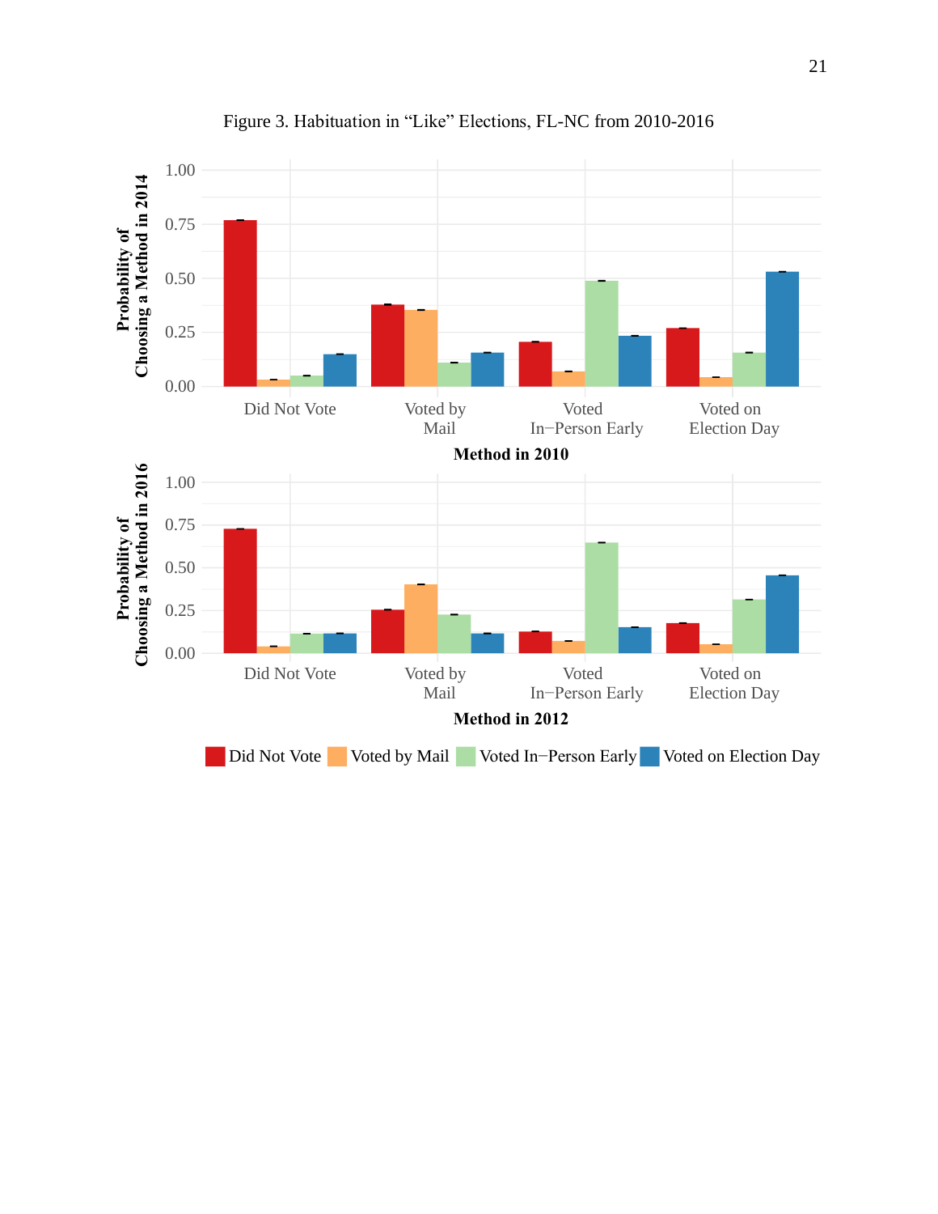Figure 3. Habituation in “Like” Elections, FL-NC from 2010-2016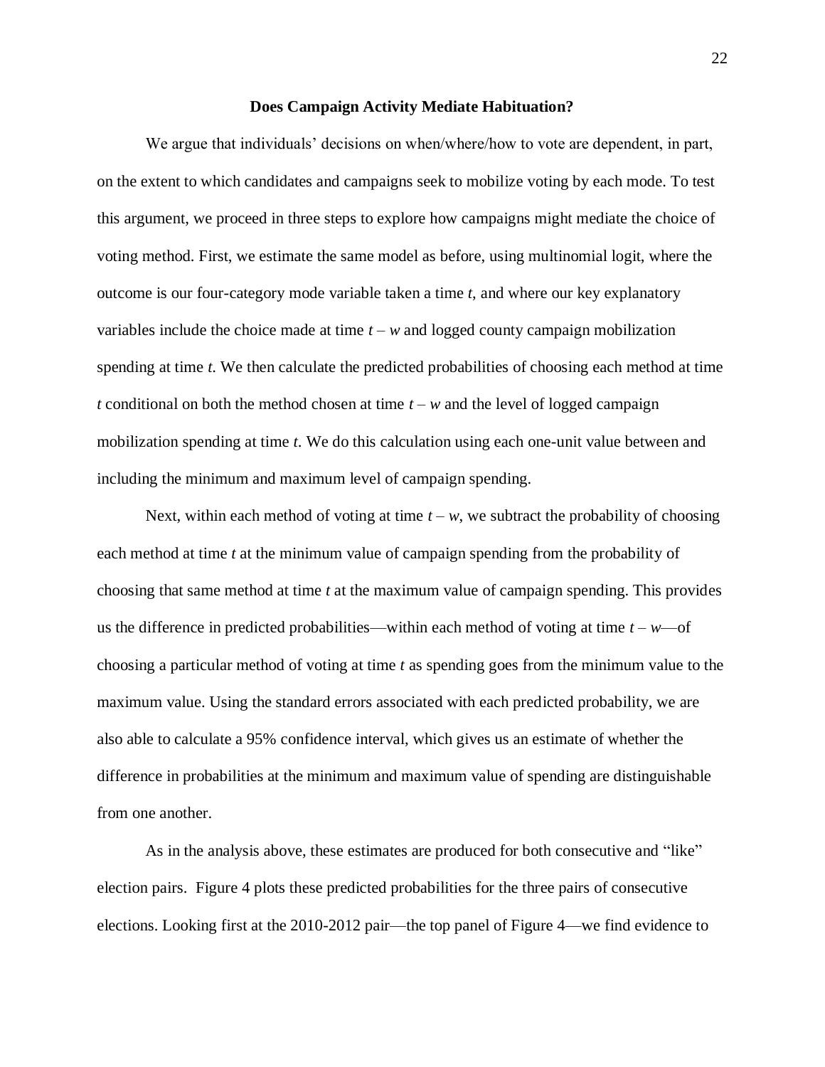## Does Campaign Activity Mediate Habituation?

We argue that individuals' decisions on when/where/how to vote are dependent, in part, on the extent to which candidates and campaigns seek to mobilize voting by each mode. To test this argument, we proceed in three steps to explore how campaigns might mediate the choice of voting method. First, we estimate the same model as before, using multinomial logit, where the outcome is our four-category mode variable taken a time $t$, and where our key explanatory variables include the choice made at time $t - w$ and logged county campaign mobilization spending at time $t$. We then calculate the predicted probabilities of choosing each method at time $t$ conditional on both the method chosen at time $t - w$ and the level of logged campaign mobilization spending at time $t$. We do this calculation using each one-unit value between and including the minimum and maximum level of campaign spending.

Next, within each method of voting at time $t - w$, we subtract the probability of choosing each method at time $t$ at the minimum value of campaign spending from the probability of choosing that same method at time $t$ at the maximum value of campaign spending. This provides us the difference in predicted probabilities—within each method of voting at time $t - w$—of choosing a particular method of voting at time $t$ as spending goes from the minimum value to the maximum value. Using the standard errors associated with each predicted probability, we are also able to calculate a 95% confidence interval, which gives us an estimate of whether the difference in probabilities at the minimum and maximum value of spending are distinguishable from one another.

As in the analysis above, these estimates are produced for both consecutive and "like" election pairs. Figure 4 plots these predicted probabilities for the three pairs of consecutive elections. Looking first at the 2010-2012 pair—the top panel of Figure 4—we find evidence to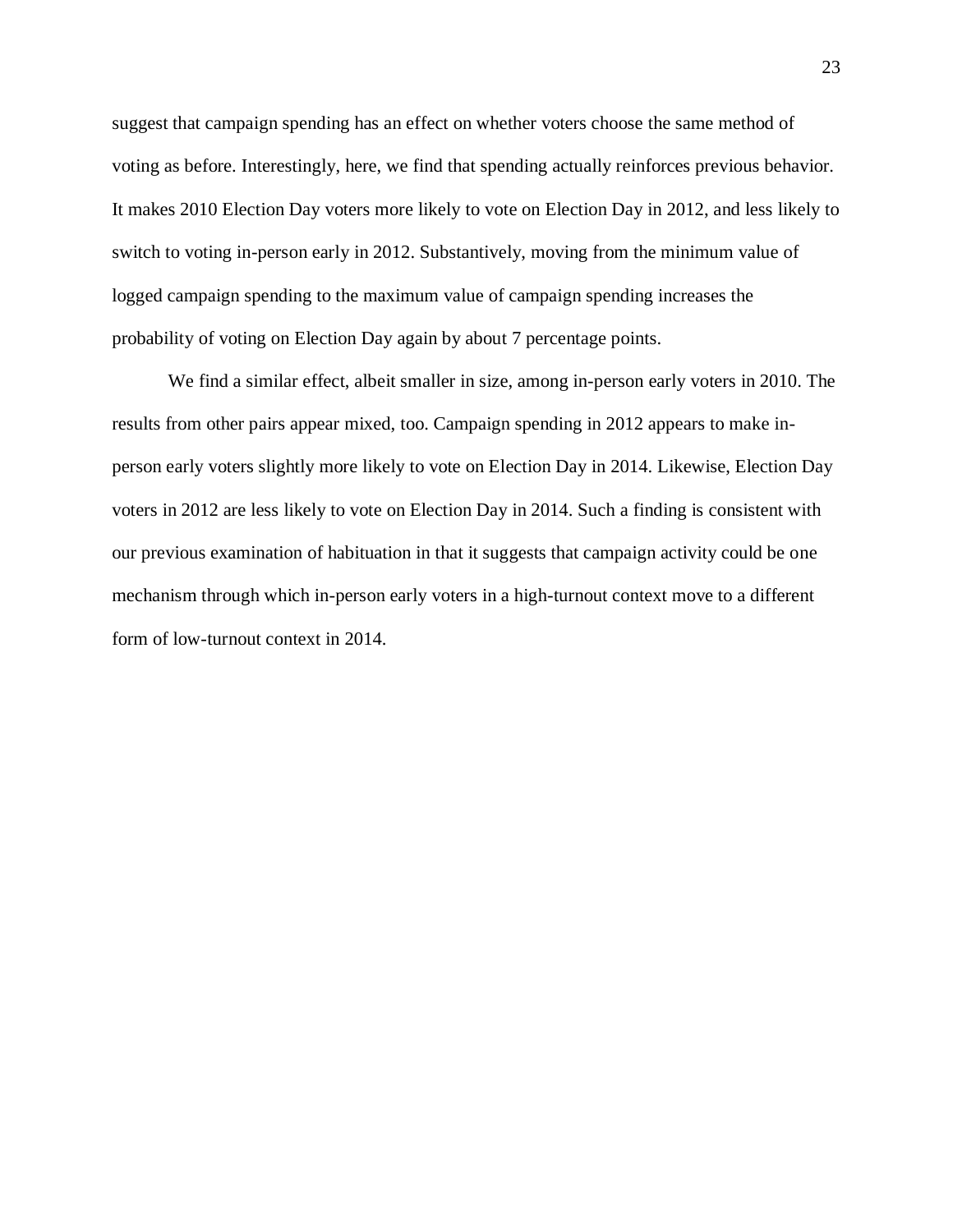suggest that campaign spending has an effect on whether voters choose the same method of voting as before. Interestingly, here, we find that spending actually reinforces previous behavior. It makes 2010 Election Day voters more likely to vote on Election Day in 2012, and less likely to switch to voting in-person early in 2012. Substantively, moving from the minimum value of logged campaign spending to the maximum value of campaign spending increases the probability of voting on Election Day again by about 7 percentage points.

We find a similar effect, albeit smaller in size, among in-person early voters in 2010. The results from other pairs appear mixed, too. Campaign spending in 2012 appears to make in-person early voters slightly more likely to vote on Election Day in 2014. Likewise, Election Day voters in 2012 are less likely to vote on Election Day in 2014. Such a finding is consistent with our previous examination of habituation in that it suggests that campaign activity could be one mechanism through which in-person early voters in a high-turnout context move to a different form of low-turnout context in 2014.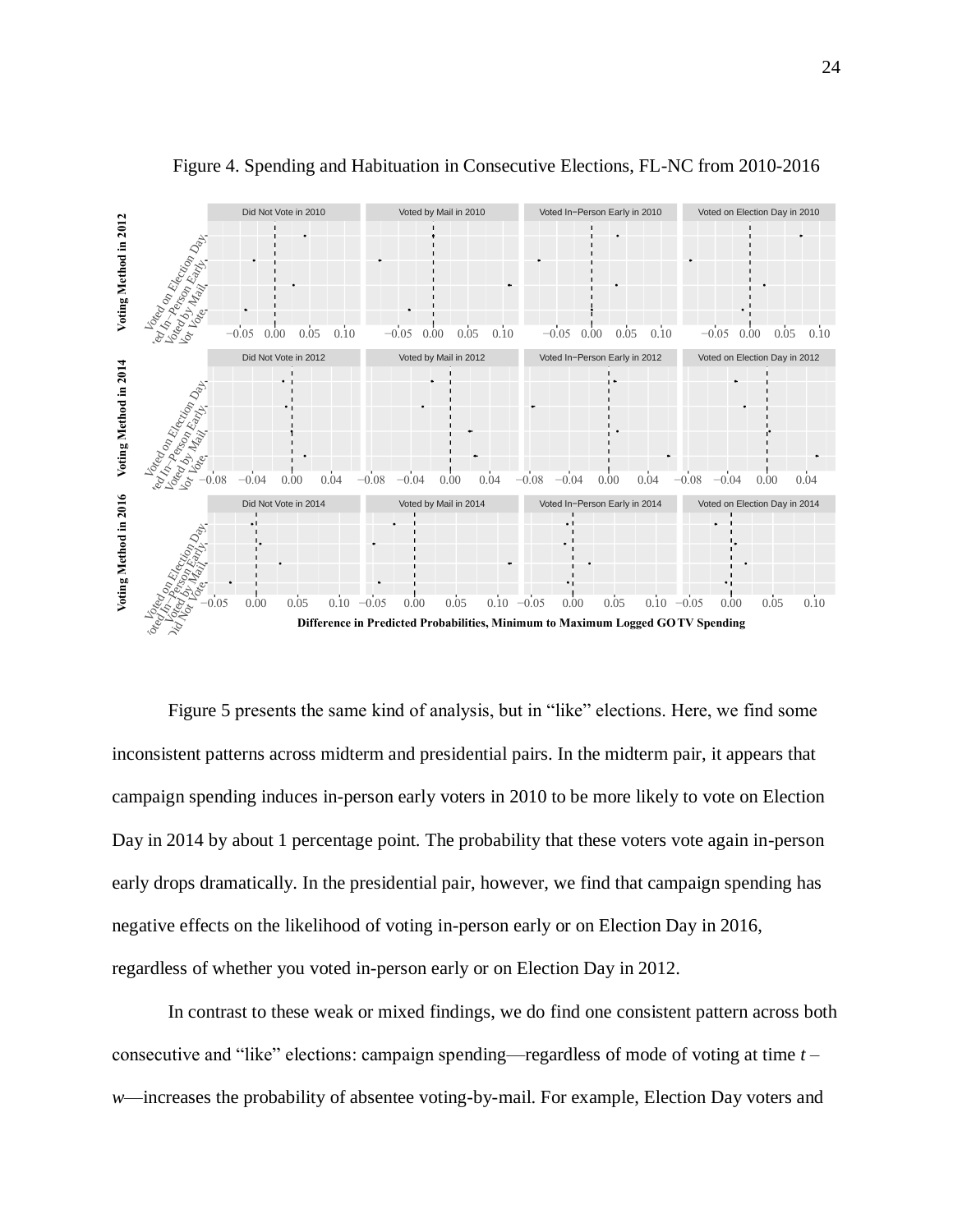Figure 4. Spending and Habituation in Consecutive Elections, FL-NC from 2010-2016

Figure 5 presents the same kind of analysis, but in "like" elections. Here, we find some inconsistent patterns across midterm and presidential pairs. In the midterm pair, it appears that campaign spending induces in-person early voters in 2010 to be more likely to vote on Election Day in 2014 by about 1 percentage point. The probability that these voters vote again in-person early drops dramatically. In the presidential pair, however, we find that campaign spending has negative effects on the likelihood of voting in-person early or on Election Day in 2016, regardless of whether you voted in-person early or on Election Day in 2012.

In contrast to these weak or mixed findings, we do find one consistent pattern across both consecutive and "like" elections: campaign spending—regardless of mode of voting at time *t* – *w*—increases the probability of absentee voting-by-mail. For example, Election Day voters and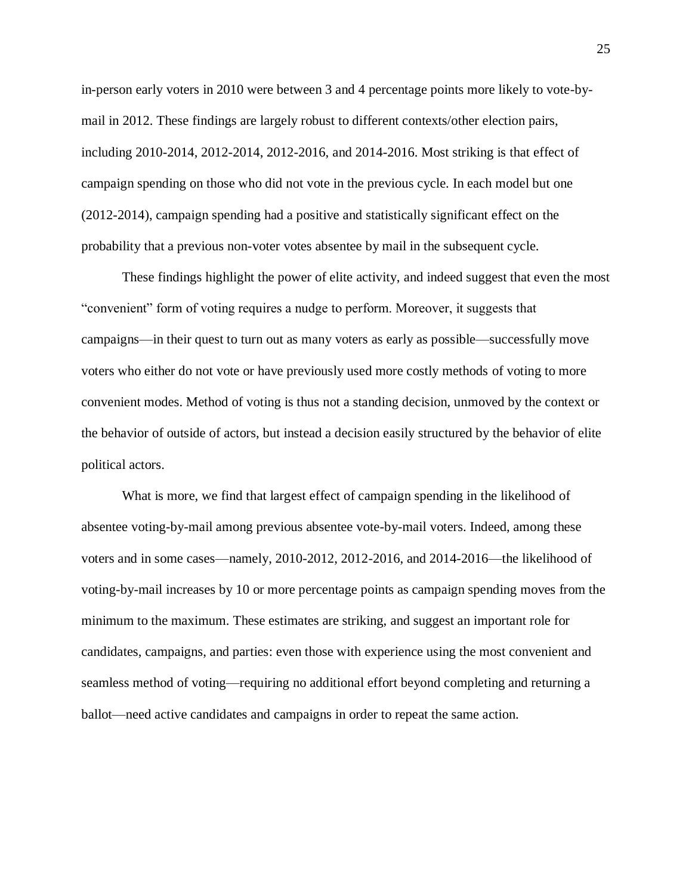in-person early voters in 2010 were between 3 and 4 percentage points more likely to vote-by-mail in 2012. These findings are largely robust to different contexts/other election pairs, including 2010-2014, 2012-2014, 2012-2016, and 2014-2016. Most striking is that effect of campaign spending on those who did not vote in the previous cycle. In each model but one (2012-2014), campaign spending had a positive and statistically significant effect on the probability that a previous non-voter votes absentee by mail in the subsequent cycle.

These findings highlight the power of elite activity, and indeed suggest that even the most "convenient" form of voting requires a nudge to perform. Moreover, it suggests that campaigns—in their quest to turn out as many voters as early as possible—successfully move voters who either do not vote or have previously used more costly methods of voting to more convenient modes. Method of voting is thus not a standing decision, unmoved by the context or the behavior of outside of actors, but instead a decision easily structured by the behavior of elite political actors.

What is more, we find that largest effect of campaign spending in the likelihood of absentee voting-by-mail among previous absentee vote-by-mail voters. Indeed, among these voters and in some cases—namely, 2010-2012, 2012-2016, and 2014-2016—the likelihood of voting-by-mail increases by 10 or more percentage points as campaign spending moves from the minimum to the maximum. These estimates are striking, and suggest an important role for candidates, campaigns, and parties: even those with experience using the most convenient and seamless method of voting—requiring no additional effort beyond completing and returning a ballot—need active candidates and campaigns in order to repeat the same action.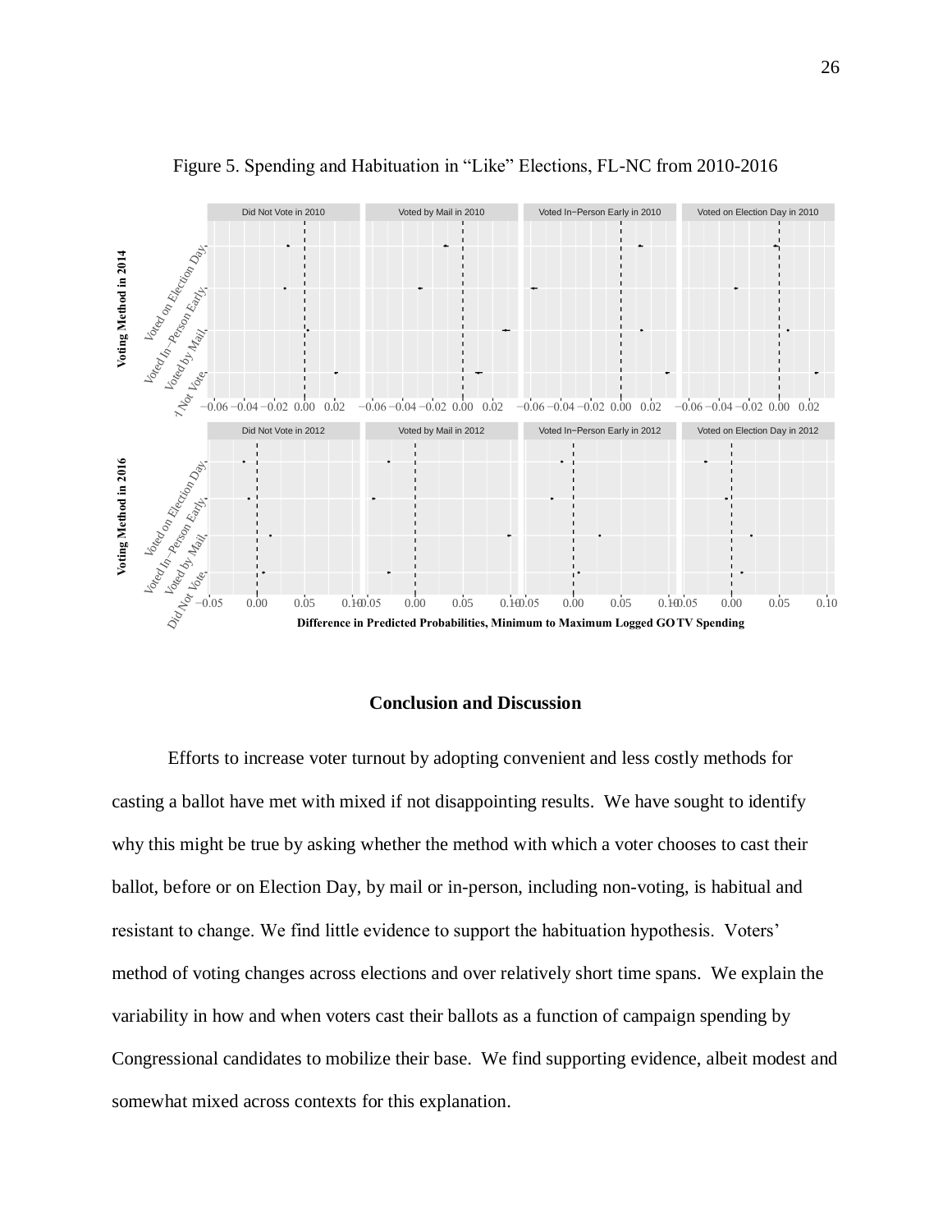Figure 5. Spending and Habituation in "Like" Elections, FL-NC from 2010-2016

## Conclusion and Discussion

Efforts to increase voter turnout by adopting convenient and less costly methods for casting a ballot have met with mixed if not disappointing results. We have sought to identify why this might be true by asking whether the method with which a voter chooses to cast their ballot, before or on Election Day, by mail or in-person, including non-voting, is habitual and resistant to change. We find little evidence to support the habituation hypothesis. Voters' method of voting changes across elections and over relatively short time spans. We explain the variability in how and when voters cast their ballots as a function of campaign spending by Congressional candidates to mobilize their base. We find supporting evidence, albeit modest and somewhat mixed across contexts for this explanation.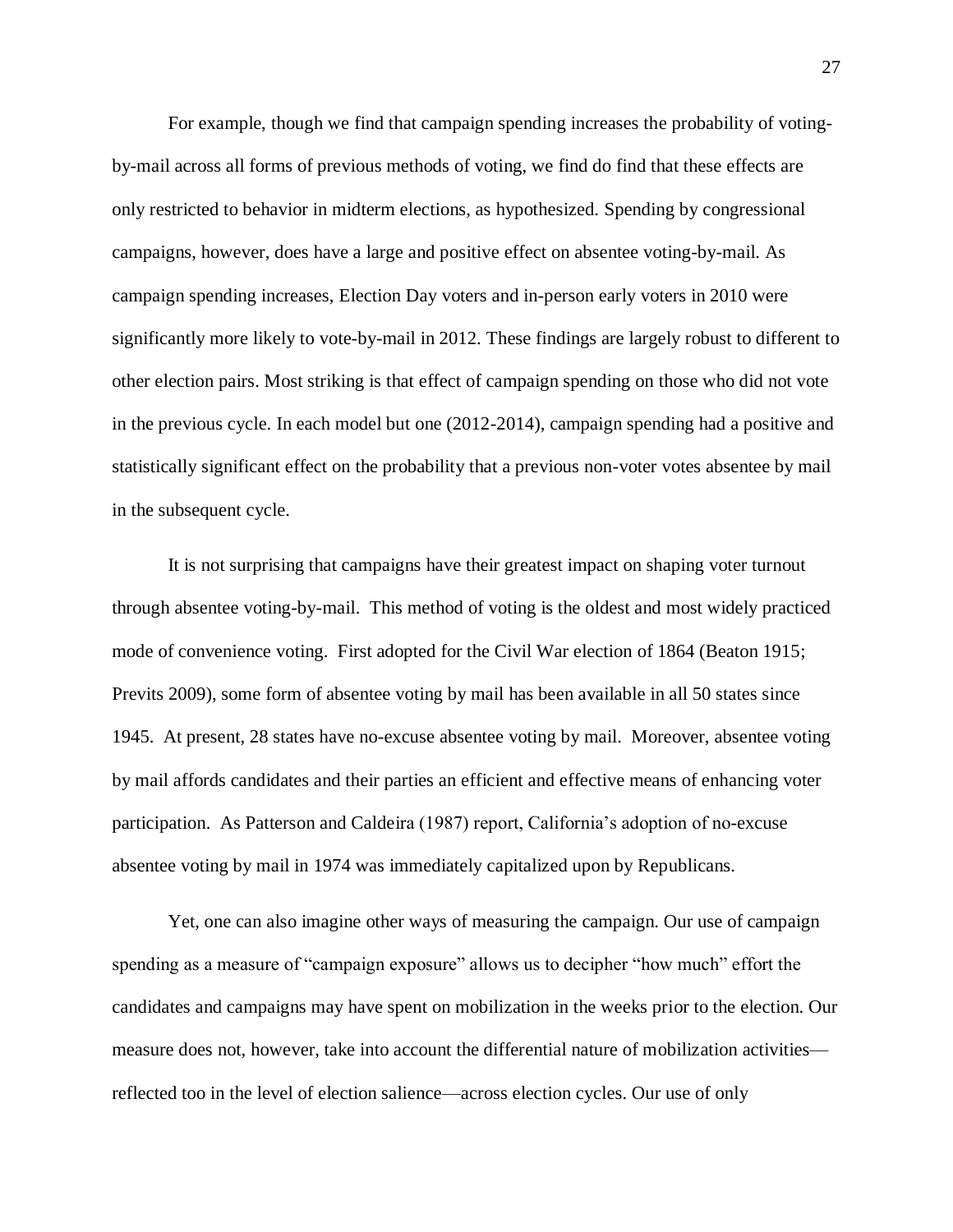For example, though we find that campaign spending increases the probability of voting-by-mail across all forms of previous methods of voting, we find do find that these effects are only restricted to behavior in midterm elections, as hypothesized. Spending by congressional campaigns, however, does have a large and positive effect on absentee voting-by-mail. As campaign spending increases, Election Day voters and in-person early voters in 2010 were significantly more likely to vote-by-mail in 2012. These findings are largely robust to different to other election pairs. Most striking is that effect of campaign spending on those who did not vote in the previous cycle. In each model but one (2012-2014), campaign spending had a positive and statistically significant effect on the probability that a previous non-voter votes absentee by mail in the subsequent cycle.

It is not surprising that campaigns have their greatest impact on shaping voter turnout through absentee voting-by-mail. This method of voting is the oldest and most widely practiced mode of convenience voting. First adopted for the Civil War election of 1864 (Beaton 1915; Previts 2009), some form of absentee voting by mail has been available in all 50 states since 1945. At present, 28 states have no-excuse absentee voting by mail. Moreover, absentee voting by mail affords candidates and their parties an efficient and effective means of enhancing voter participation. As Patterson and Caldeira (1987) report, California's adoption of no-excuse absentee voting by mail in 1974 was immediately capitalized upon by Republicans.

Yet, one can also imagine other ways of measuring the campaign. Our use of campaign spending as a measure of "campaign exposure" allows us to decipher "how much" effort the candidates and campaigns may have spent on mobilization in the weeks prior to the election. Our measure does not, however, take into account the differential nature of mobilization activities—reflected too in the level of election salience—across election cycles. Our use of only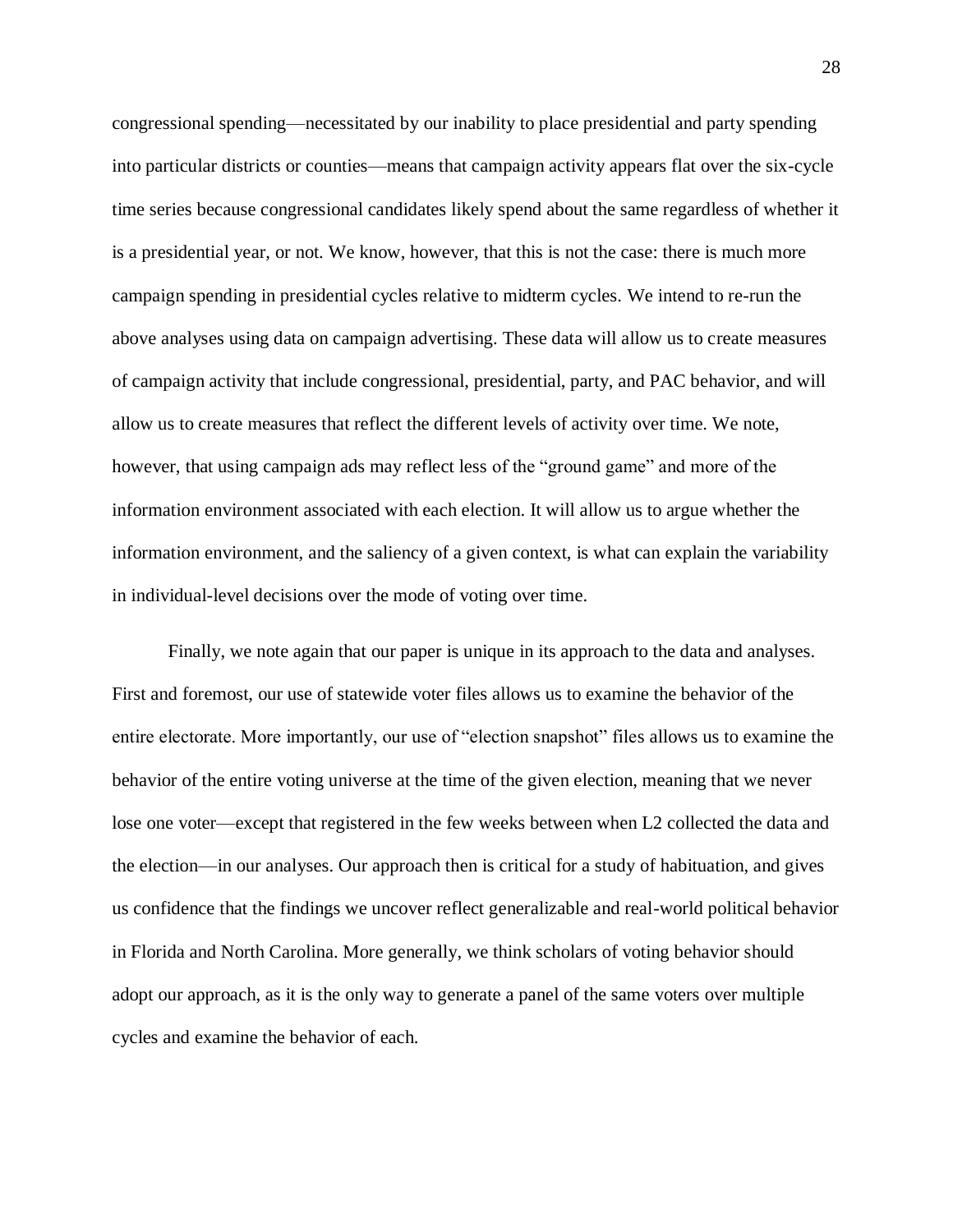congressional spending—necessitated by our inability to place presidential and party spending into particular districts or counties—means that campaign activity appears flat over the six-cycle time series because congressional candidates likely spend about the same regardless of whether it is a presidential year, or not. We know, however, that this is not the case: there is much more campaign spending in presidential cycles relative to midterm cycles. We intend to re-run the above analyses using data on campaign advertising. These data will allow us to create measures of campaign activity that include congressional, presidential, party, and PAC behavior, and will allow us to create measures that reflect the different levels of activity over time. We note, however, that using campaign ads may reflect less of the "ground game" and more of the information environment associated with each election. It will allow us to argue whether the information environment, and the saliency of a given context, is what can explain the variability in individual-level decisions over the mode of voting over time.

Finally, we note again that our paper is unique in its approach to the data and analyses. First and foremost, our use of statewide voter files allows us to examine the behavior of the entire electorate. More importantly, our use of "election snapshot" files allows us to examine the behavior of the entire voting universe at the time of the given election, meaning that we never lose one voter—except that registered in the few weeks between when L2 collected the data and the election—in our analyses. Our approach then is critical for a study of habituation, and gives us confidence that the findings we uncover reflect generalizable and real-world political behavior in Florida and North Carolina. More generally, we think scholars of voting behavior should adopt our approach, as it is the only way to generate a panel of the same voters over multiple cycles and examine the behavior of each.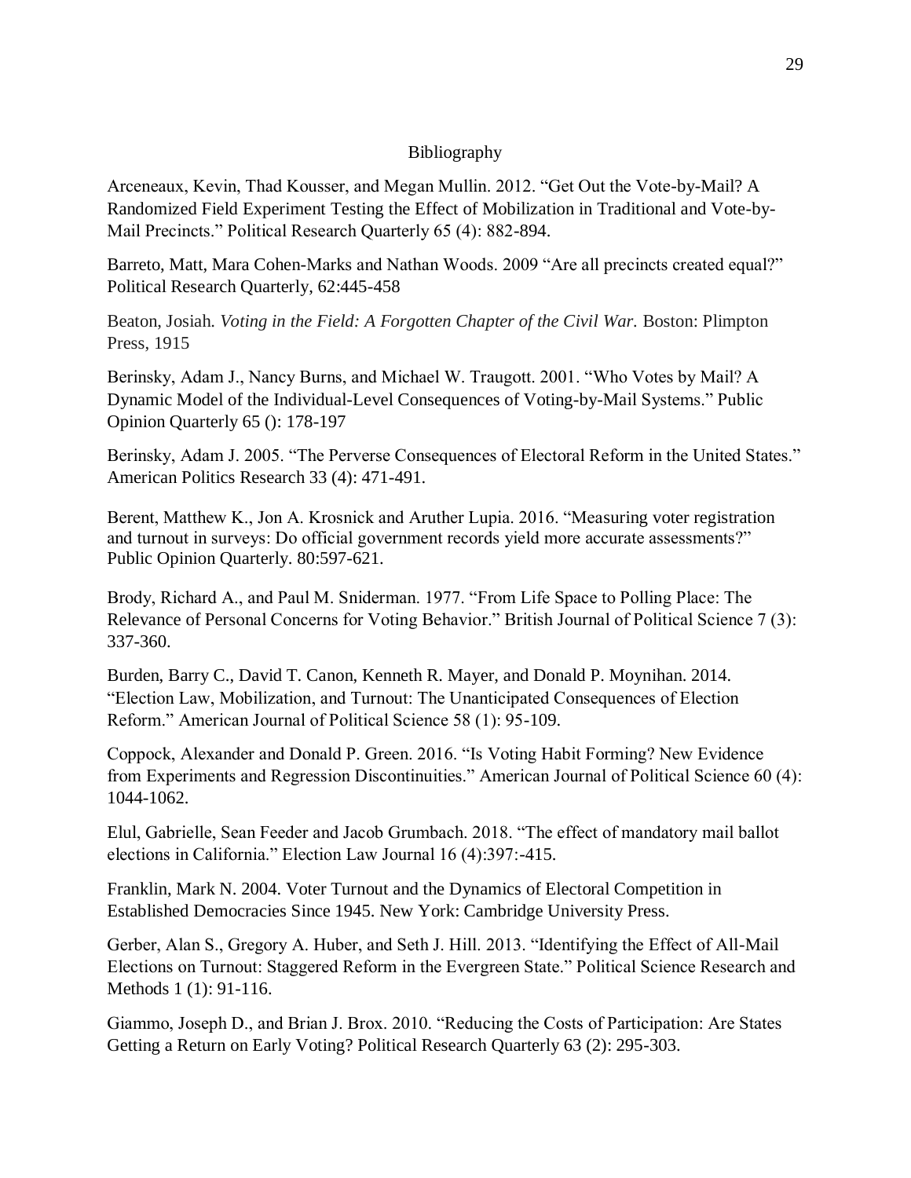# Bibliography

Arceneaux, Kevin, Thad Kousser, and Megan Mullin. 2012. "Get Out the Vote-by-Mail? A Randomized Field Experiment Testing the Effect of Mobilization in Traditional and Vote-by-Mail Precincts." Political Research Quarterly 65 (4): 882-894.

Barreto, Matt, Mara Cohen-Marks and Nathan Woods. 2009 "Are all precincts created equal?" Political Research Quarterly, 62:445-458

Beaton, Josiah. *Voting in the Field: A Forgotten Chapter of the Civil War.* Boston: Plimpton Press, 1915

Berinsky, Adam J., Nancy Burns, and Michael W. Traugott. 2001. "Who Votes by Mail? A Dynamic Model of the Individual-Level Consequences of Voting-by-Mail Systems." Public Opinion Quarterly 65 (): 178-197

Berinsky, Adam J. 2005. "The Perverse Consequences of Electoral Reform in the United States." American Politics Research 33 (4): 471-491.

Berent, Matthew K., Jon A. Krosnick and Aruther Lupia. 2016. "Measuring voter registration and turnout in surveys: Do official government records yield more accurate assessments?" Public Opinion Quarterly. 80:597-621.

Brody, Richard A., and Paul M. Sniderman. 1977. "From Life Space to Polling Place: The Relevance of Personal Concerns for Voting Behavior." British Journal of Political Science 7 (3): 337-360.

Burden, Barry C., David T. Canon, Kenneth R. Mayer, and Donald P. Moynihan. 2014. "Election Law, Mobilization, and Turnout: The Unanticipated Consequences of Election Reform." American Journal of Political Science 58 (1): 95-109.

Coppock, Alexander and Donald P. Green. 2016. "Is Voting Habit Forming? New Evidence from Experiments and Regression Discontinuities." American Journal of Political Science 60 (4): 1044-1062.

Elul, Gabrielle, Sean Feeder and Jacob Grumbach. 2018. "The effect of mandatory mail ballot elections in California." Election Law Journal 16 (4):397:-415.

Franklin, Mark N. 2004. Voter Turnout and the Dynamics of Electoral Competition in Established Democracies Since 1945. New York: Cambridge University Press.

Gerber, Alan S., Gregory A. Huber, and Seth J. Hill. 2013. "Identifying the Effect of All-Mail Elections on Turnout: Staggered Reform in the Evergreen State." Political Science Research and Methods 1 (1): 91-116.

Giammo, Joseph D., and Brian J. Brox. 2010. "Reducing the Costs of Participation: Are States Getting a Return on Early Voting? Political Research Quarterly 63 (2): 295-303.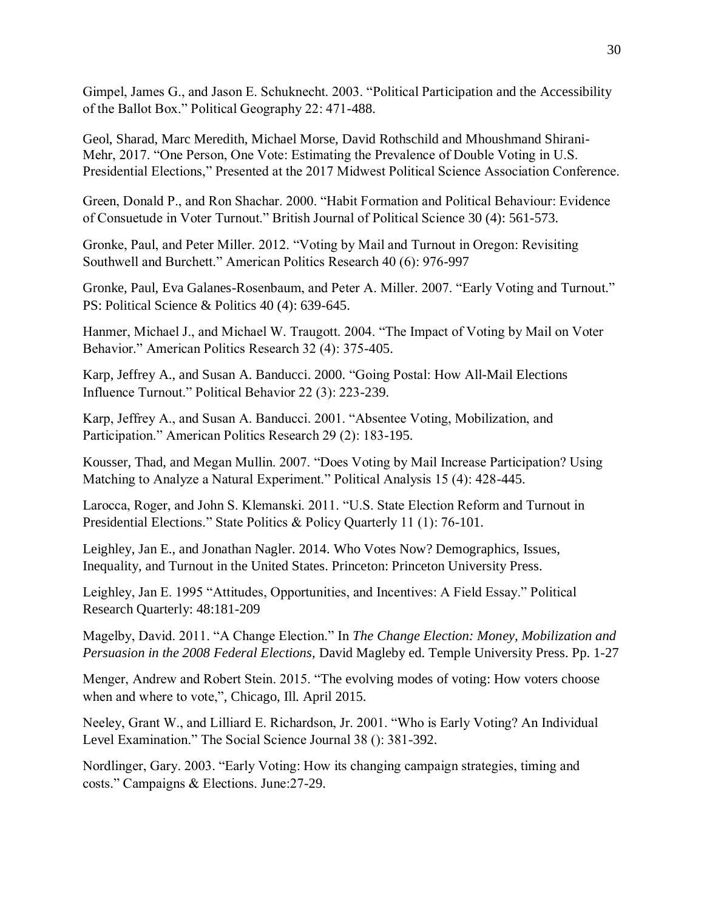Gimpel, James G., and Jason E. Schuknecht. 2003. “Political Participation and the Accessibility of the Ballot Box.” Political Geography 22: 471-488.

Geol, Sharad, Marc Meredith, Michael Morse, David Rothschild and Mhoushmand Shirani-Mehr, 2017. “One Person, One Vote: Estimating the Prevalence of Double Voting in U.S. Presidential Elections,” Presented at the 2017 Midwest Political Science Association Conference.

Green, Donald P., and Ron Shachar. 2000. “Habit Formation and Political Behaviour: Evidence of Consuetude in Voter Turnout.” British Journal of Political Science 30 (4): 561-573.

Gronke, Paul, and Peter Miller. 2012. “Voting by Mail and Turnout in Oregon: Revisiting Southwell and Burchett.” American Politics Research 40 (6): 976-997

Gronke, Paul, Eva Galanes-Rosenbaum, and Peter A. Miller. 2007. “Early Voting and Turnout.” PS: Political Science & Politics 40 (4): 639-645.

Hanmer, Michael J., and Michael W. Traugott. 2004. “The Impact of Voting by Mail on Voter Behavior.” American Politics Research 32 (4): 375-405.

Karp, Jeffrey A., and Susan A. Banducci. 2000. “Going Postal: How All-Mail Elections Influence Turnout.” Political Behavior 22 (3): 223-239.

Karp, Jeffrey A., and Susan A. Banducci. 2001. “Absentee Voting, Mobilization, and Participation.” American Politics Research 29 (2): 183-195.

Kousser, Thad, and Megan Mullin. 2007. “Does Voting by Mail Increase Participation? Using Matching to Analyze a Natural Experiment.” Political Analysis 15 (4): 428-445.

Larocca, Roger, and John S. Klemanski. 2011. “U.S. State Election Reform and Turnout in Presidential Elections.” State Politics & Policy Quarterly 11 (1): 76-101.

Leighley, Jan E., and Jonathan Nagler. 2014. Who Votes Now? Demographics, Issues, Inequality, and Turnout in the United States. Princeton: Princeton University Press.

Leighley, Jan E. 1995 “Attitudes, Opportunities, and Incentives: A Field Essay.” Political Research Quarterly: 48:181-209

Magelby, David. 2011. “A Change Election.” In *The Change Election: Money, Mobilization and Persuasion in the 2008 Federal Elections,* David Magleby ed. Temple University Press. Pp. 1-27

Menger, Andrew and Robert Stein. 2015. “The evolving modes of voting: How voters choose when and where to vote,”, Chicago, Ill. April 2015.

Neeley, Grant W., and Lilliard E. Richardson, Jr. 2001. “Who is Early Voting? An Individual Level Examination.” The Social Science Journal 38 (): 381-392.

Nordlinger, Gary. 2003. “Early Voting: How its changing campaign strategies, timing and costs.” Campaigns & Elections. June:27-29.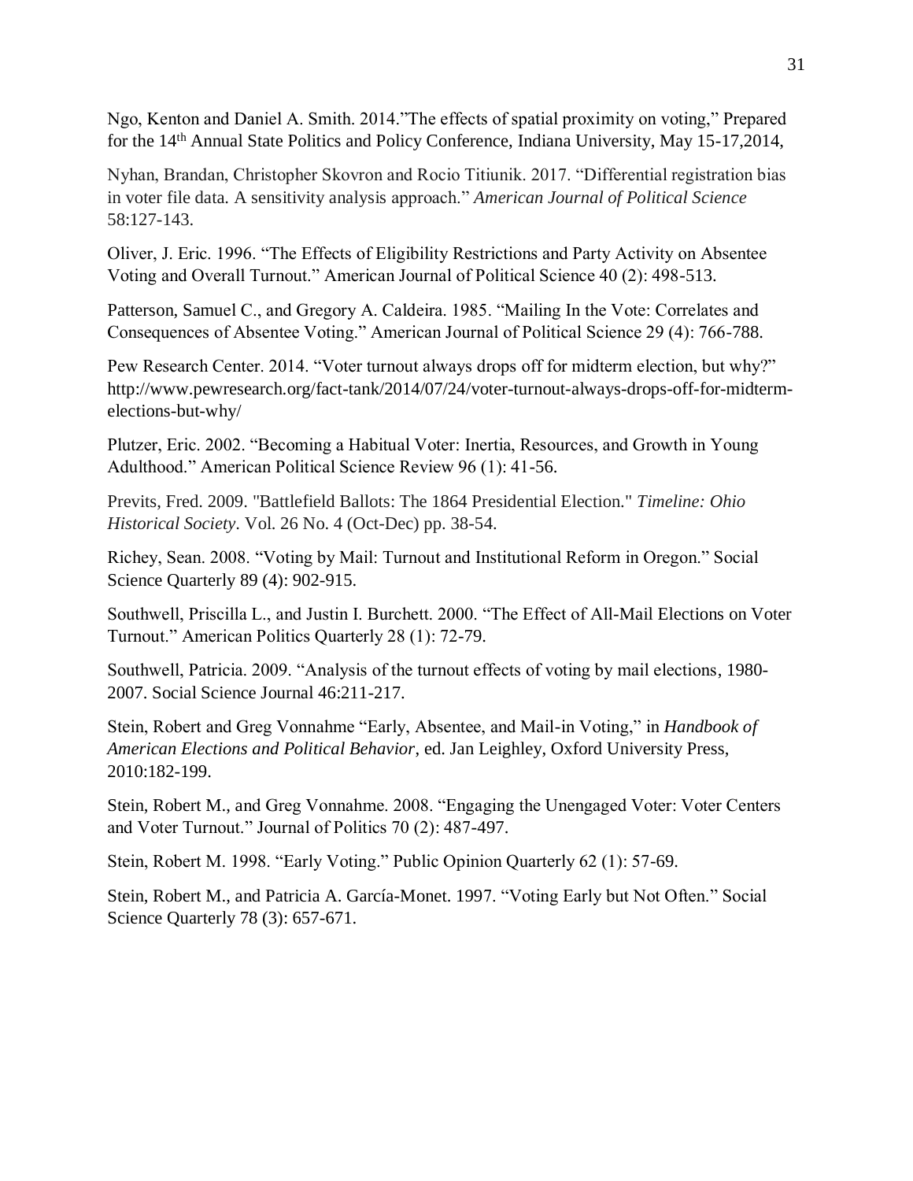Ngo, Kenton and Daniel A. Smith. 2014."The effects of spatial proximity on voting," Prepared for the 14th Annual State Politics and Policy Conference, Indiana University, May 15-17,2014,

Nyhan, Brandan, Christopher Skovron and Rocio Titiunik. 2017. "Differential registration bias in voter file data. A sensitivity analysis approach." *American Journal of Political Science* 58:127-143.

Oliver, J. Eric. 1996. "The Effects of Eligibility Restrictions and Party Activity on Absentee Voting and Overall Turnout." American Journal of Political Science 40 (2): 498-513.

Patterson, Samuel C., and Gregory A. Caldeira. 1985. "Mailing In the Vote: Correlates and Consequences of Absentee Voting." American Journal of Political Science 29 (4): 766-788.

Pew Research Center. 2014. "Voter turnout always drops off for midterm election, but why?" http://www.pewresearch.org/fact-tank/2014/07/24/voter-turnout-always-drops-off-for-midterm-elections-but-why/

Plutzer, Eric. 2002. "Becoming a Habitual Voter: Inertia, Resources, and Growth in Young Adulthood." American Political Science Review 96 (1): 41-56.

Previts, Fred. 2009. "Battlefield Ballots: The 1864 Presidential Election." *Timeline: Ohio Historical Society*. Vol. 26 No. 4 (Oct-Dec) pp. 38-54.

Richey, Sean. 2008. "Voting by Mail: Turnout and Institutional Reform in Oregon." Social Science Quarterly 89 (4): 902-915.

Southwell, Priscilla L., and Justin I. Burchett. 2000. "The Effect of All-Mail Elections on Voter Turnout." American Politics Quarterly 28 (1): 72-79.

Southwell, Patricia. 2009. "Analysis of the turnout effects of voting by mail elections, 1980-2007. Social Science Journal 46:211-217.

Stein, Robert and Greg Vonnahme "Early, Absentee, and Mail-in Voting," in *Handbook of American Elections and Political Behavior*, ed. Jan Leighley, Oxford University Press, 2010:182-199.

Stein, Robert M., and Greg Vonnahme. 2008. "Engaging the Unengaged Voter: Voter Centers and Voter Turnout." Journal of Politics 70 (2): 487-497.

Stein, Robert M. 1998. "Early Voting." Public Opinion Quarterly 62 (1): 57-69.

Stein, Robert M., and Patricia A. García-Monet. 1997. "Voting Early but Not Often." Social Science Quarterly 78 (3): 657-671.